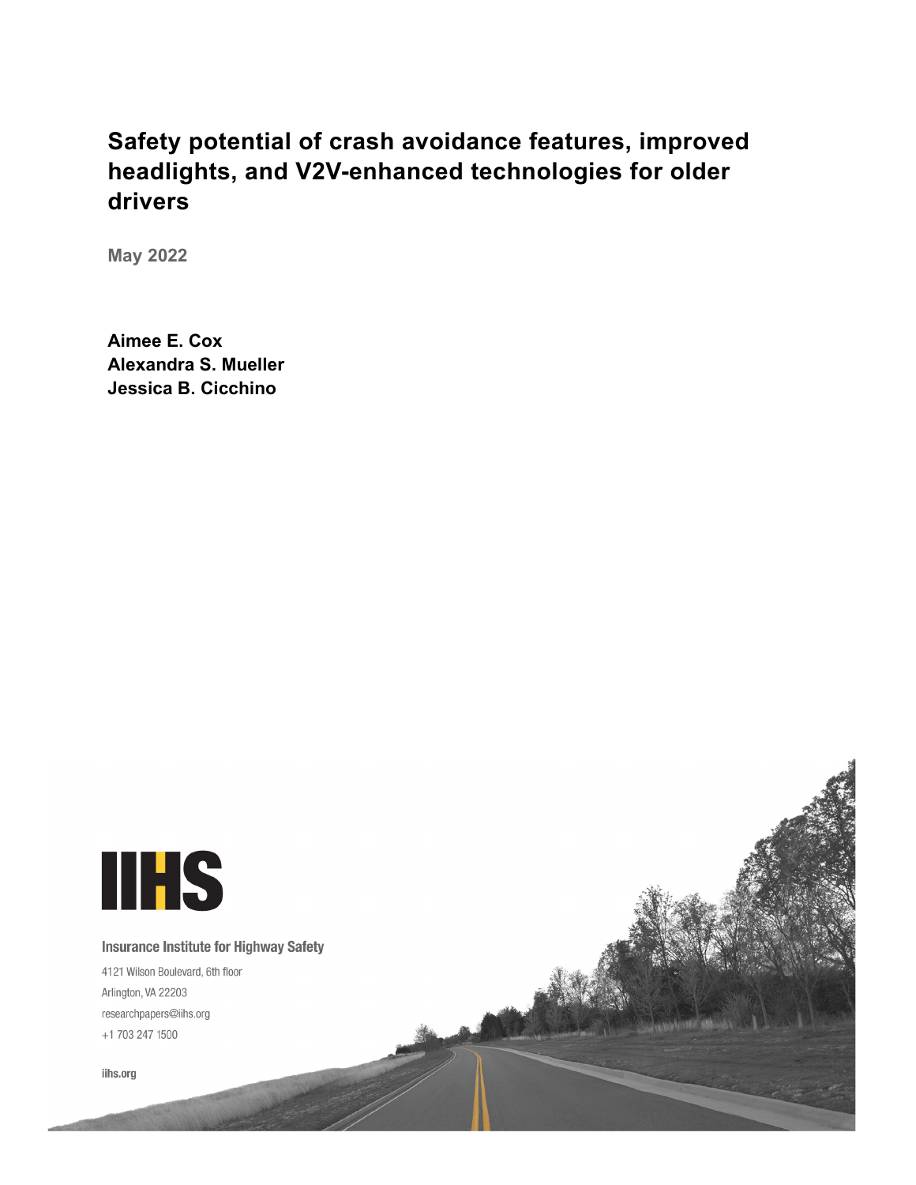# Safety potential of crash avoidance features, improved headlights, and V2V-enhanced technologies for older drivers

**May 2022**

**Aimee E. Cox**
**Alexandra S. Mueller**
**Jessica B. Cicchino**

IIHS

Insurance Institute for Highway Safety

4121 Wilson Boulevard, 6th floor
Arlington, VA 22203
researchpapers@iihs.org
+1 703 247 1500

iihs.org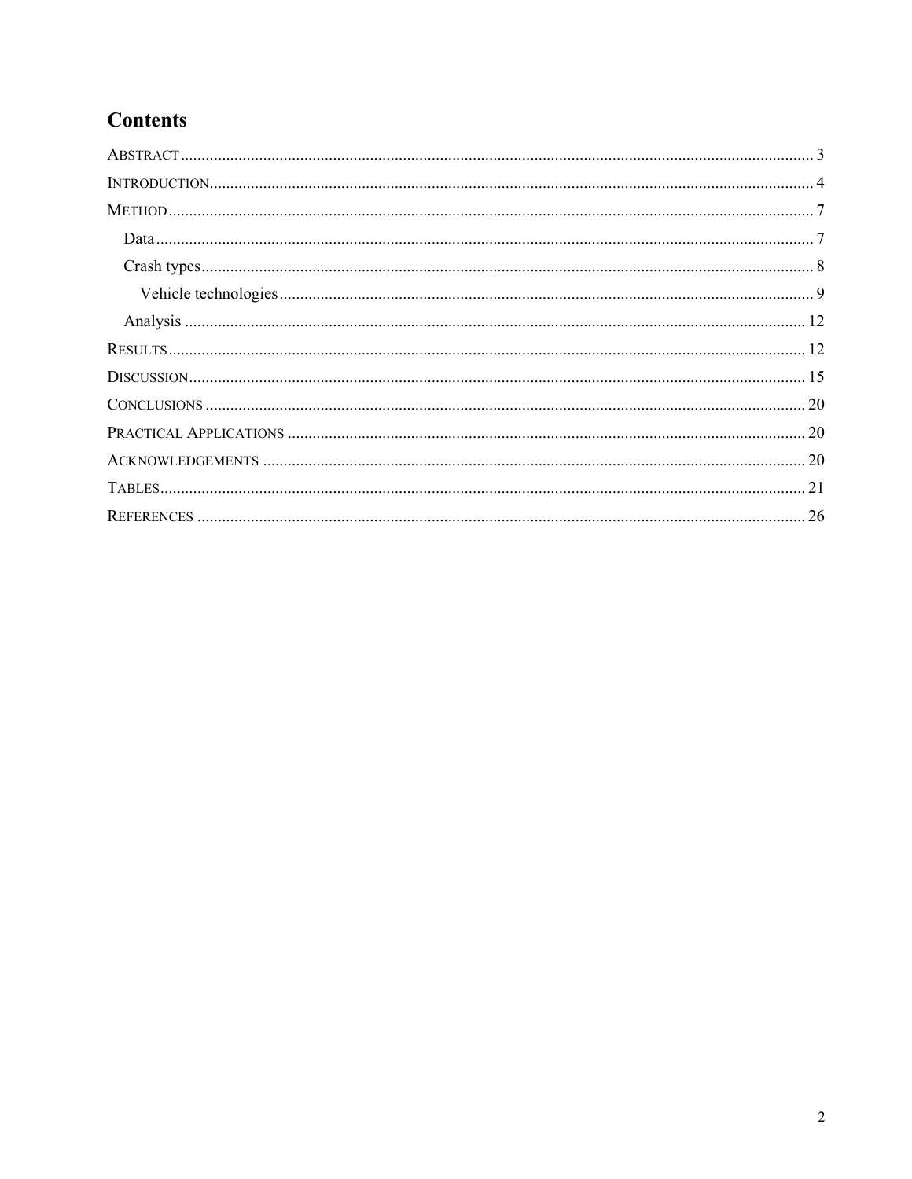# Contents

ABSTRACT ........ 3

INTRODUCTION ........ 4

METHOD ........ 7

- Data ........ 7
- Crash types ........ 8
  - Vehicle technologies ........ 9
- Analysis ........ 12

RESULTS ........ 12

DISCUSSION ........ 15

CONCLUSIONS ........ 20

PRACTICAL APPLICATIONS ........ 20

ACKNOWLEDGEMENTS ........ 20

TABLES ........ 21

REFERENCES ........ 26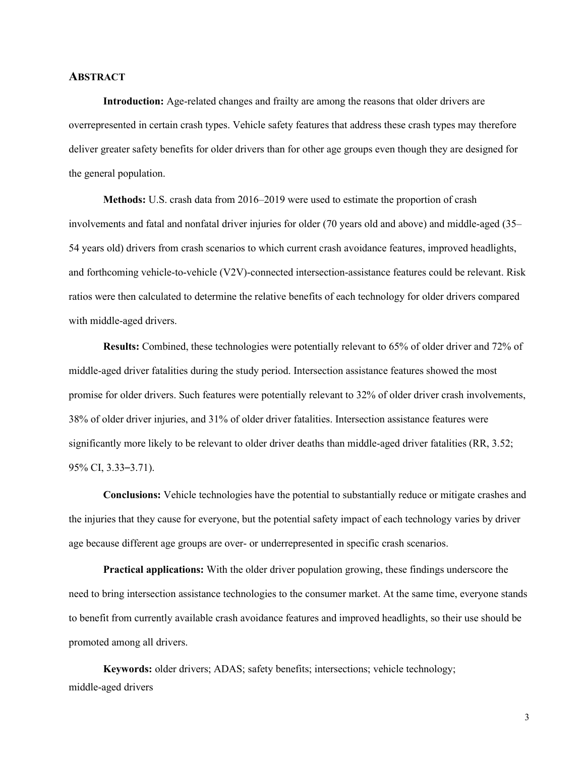## ABSTRACT

**Introduction:** Age-related changes and frailty are among the reasons that older drivers are overrepresented in certain crash types. Vehicle safety features that address these crash types may therefore deliver greater safety benefits for older drivers than for other age groups even though they are designed for the general population.

**Methods:** U.S. crash data from 2016–2019 were used to estimate the proportion of crash involvements and fatal and nonfatal driver injuries for older (70 years old and above) and middle-aged (35–54 years old) drivers from crash scenarios to which current crash avoidance features, improved headlights, and forthcoming vehicle-to-vehicle (V2V)-connected intersection-assistance features could be relevant. Risk ratios were then calculated to determine the relative benefits of each technology for older drivers compared with middle-aged drivers.

**Results:** Combined, these technologies were potentially relevant to 65% of older driver and 72% of middle-aged driver fatalities during the study period. Intersection assistance features showed the most promise for older drivers. Such features were potentially relevant to 32% of older driver crash involvements, 38% of older driver injuries, and 31% of older driver fatalities. Intersection assistance features were significantly more likely to be relevant to older driver deaths than middle-aged driver fatalities (RR, 3.52; 95% CI, 3.33–3.71).

**Conclusions:** Vehicle technologies have the potential to substantially reduce or mitigate crashes and the injuries that they cause for everyone, but the potential safety impact of each technology varies by driver age because different age groups are over- or underrepresented in specific crash scenarios.

**Practical applications:** With the older driver population growing, these findings underscore the need to bring intersection assistance technologies to the consumer market. At the same time, everyone stands to benefit from currently available crash avoidance features and improved headlights, so their use should be promoted among all drivers.

**Keywords:** older drivers; ADAS; safety benefits; intersections; vehicle technology; middle-aged drivers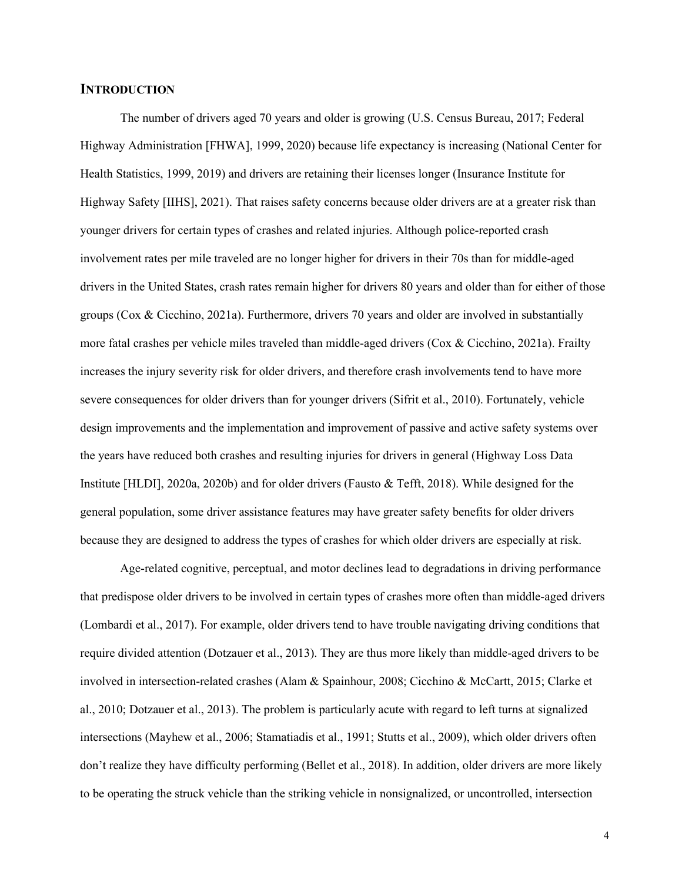## INTRODUCTION

The number of drivers aged 70 years and older is growing (U.S. Census Bureau, 2017; Federal Highway Administration [FHWA], 1999, 2020) because life expectancy is increasing (National Center for Health Statistics, 1999, 2019) and drivers are retaining their licenses longer (Insurance Institute for Highway Safety [IIHS], 2021). That raises safety concerns because older drivers are at a greater risk than younger drivers for certain types of crashes and related injuries. Although police-reported crash involvement rates per mile traveled are no longer higher for drivers in their 70s than for middle-aged drivers in the United States, crash rates remain higher for drivers 80 years and older than for either of those groups (Cox & Cicchino, 2021a). Furthermore, drivers 70 years and older are involved in substantially more fatal crashes per vehicle miles traveled than middle-aged drivers (Cox & Cicchino, 2021a). Frailty increases the injury severity risk for older drivers, and therefore crash involvements tend to have more severe consequences for older drivers than for younger drivers (Sifrit et al., 2010). Fortunately, vehicle design improvements and the implementation and improvement of passive and active safety systems over the years have reduced both crashes and resulting injuries for drivers in general (Highway Loss Data Institute [HLDI], 2020a, 2020b) and for older drivers (Fausto & Tefft, 2018). While designed for the general population, some driver assistance features may have greater safety benefits for older drivers because they are designed to address the types of crashes for which older drivers are especially at risk.

Age-related cognitive, perceptual, and motor declines lead to degradations in driving performance that predispose older drivers to be involved in certain types of crashes more often than middle-aged drivers (Lombardi et al., 2017). For example, older drivers tend to have trouble navigating driving conditions that require divided attention (Dotzauer et al., 2013). They are thus more likely than middle-aged drivers to be involved in intersection-related crashes (Alam & Spainhour, 2008; Cicchino & McCartt, 2015; Clarke et al., 2010; Dotzauer et al., 2013). The problem is particularly acute with regard to left turns at signalized intersections (Mayhew et al., 2006; Stamatiadis et al., 1991; Stutts et al., 2009), which older drivers often don't realize they have difficulty performing (Bellet et al., 2018). In addition, older drivers are more likely to be operating the struck vehicle than the striking vehicle in nonsignalized, or uncontrolled, intersection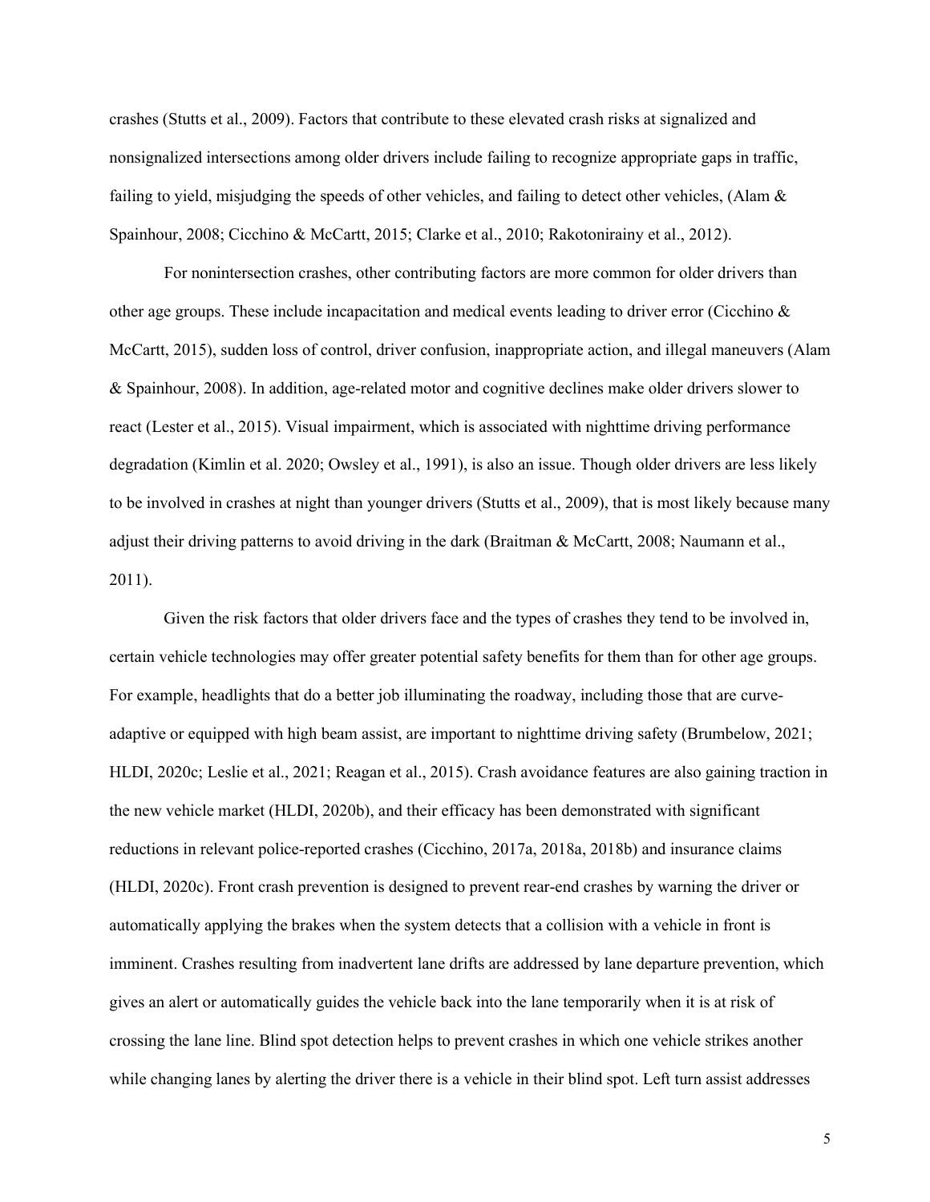crashes (Stutts et al., 2009). Factors that contribute to these elevated crash risks at signalized and nonsignalized intersections among older drivers include failing to recognize appropriate gaps in traffic, failing to yield, misjudging the speeds of other vehicles, and failing to detect other vehicles, (Alam & Spainhour, 2008; Cicchino & McCartt, 2015; Clarke et al., 2010; Rakotonirainy et al., 2012).

For nonintersection crashes, other contributing factors are more common for older drivers than other age groups. These include incapacitation and medical events leading to driver error (Cicchino & McCartt, 2015), sudden loss of control, driver confusion, inappropriate action, and illegal maneuvers (Alam & Spainhour, 2008). In addition, age-related motor and cognitive declines make older drivers slower to react (Lester et al., 2015). Visual impairment, which is associated with nighttime driving performance degradation (Kimlin et al. 2020; Owsley et al., 1991), is also an issue. Though older drivers are less likely to be involved in crashes at night than younger drivers (Stutts et al., 2009), that is most likely because many adjust their driving patterns to avoid driving in the dark (Braitman & McCartt, 2008; Naumann et al., 2011).

Given the risk factors that older drivers face and the types of crashes they tend to be involved in, certain vehicle technologies may offer greater potential safety benefits for them than for other age groups. For example, headlights that do a better job illuminating the roadway, including those that are curve-adaptive or equipped with high beam assist, are important to nighttime driving safety (Brumbelow, 2021; HLDI, 2020c; Leslie et al., 2021; Reagan et al., 2015). Crash avoidance features are also gaining traction in the new vehicle market (HLDI, 2020b), and their efficacy has been demonstrated with significant reductions in relevant police-reported crashes (Cicchino, 2017a, 2018a, 2018b) and insurance claims (HLDI, 2020c). Front crash prevention is designed to prevent rear-end crashes by warning the driver or automatically applying the brakes when the system detects that a collision with a vehicle in front is imminent. Crashes resulting from inadvertent lane drifts are addressed by lane departure prevention, which gives an alert or automatically guides the vehicle back into the lane temporarily when it is at risk of crossing the lane line. Blind spot detection helps to prevent crashes in which one vehicle strikes another while changing lanes by alerting the driver there is a vehicle in their blind spot. Left turn assist addresses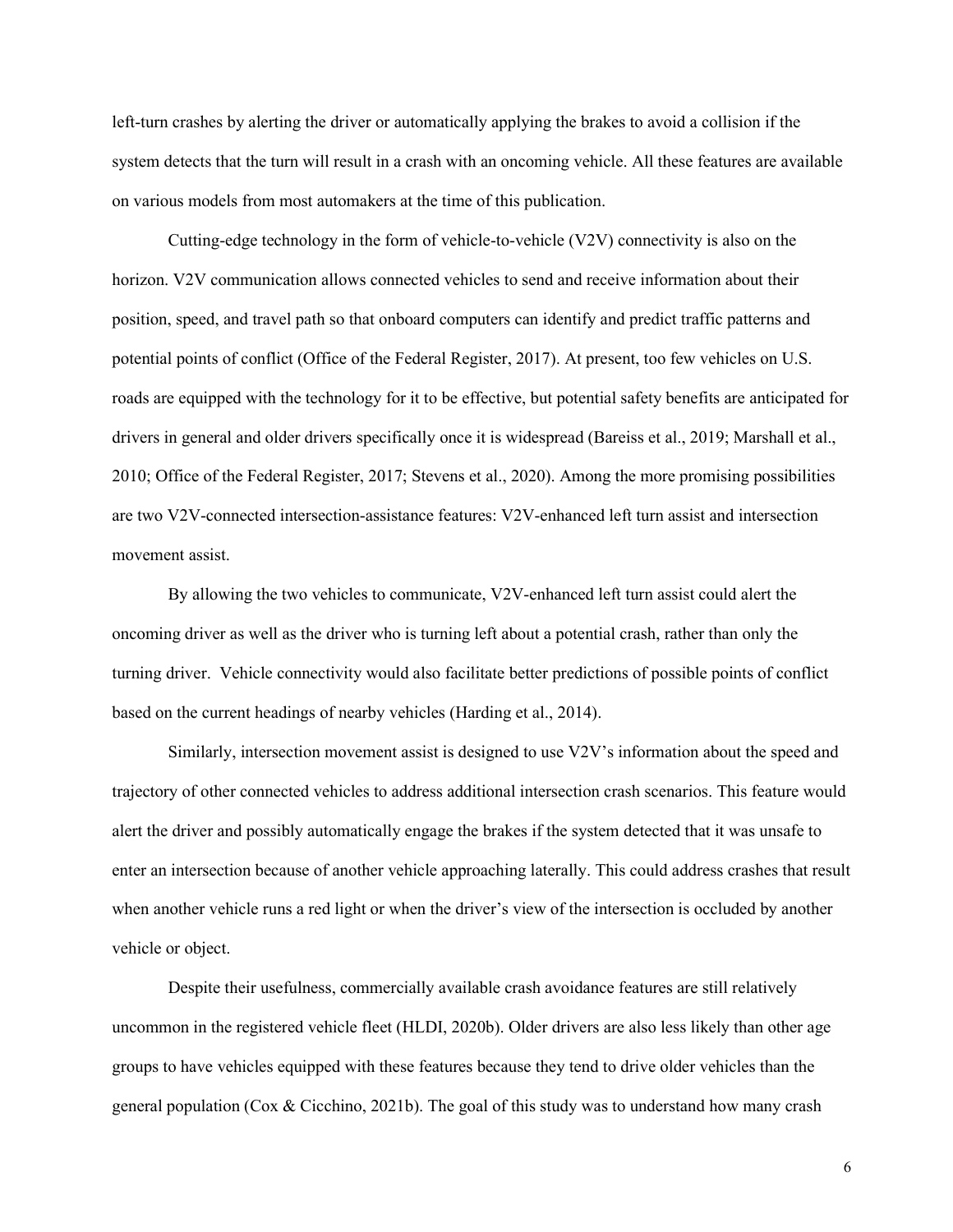left-turn crashes by alerting the driver or automatically applying the brakes to avoid a collision if the system detects that the turn will result in a crash with an oncoming vehicle. All these features are available on various models from most automakers at the time of this publication.

Cutting-edge technology in the form of vehicle-to-vehicle (V2V) connectivity is also on the horizon. V2V communication allows connected vehicles to send and receive information about their position, speed, and travel path so that onboard computers can identify and predict traffic patterns and potential points of conflict (Office of the Federal Register, 2017). At present, too few vehicles on U.S. roads are equipped with the technology for it to be effective, but potential safety benefits are anticipated for drivers in general and older drivers specifically once it is widespread (Bareiss et al., 2019; Marshall et al., 2010; Office of the Federal Register, 2017; Stevens et al., 2020). Among the more promising possibilities are two V2V-connected intersection-assistance features: V2V-enhanced left turn assist and intersection movement assist.

By allowing the two vehicles to communicate, V2V-enhanced left turn assist could alert the oncoming driver as well as the driver who is turning left about a potential crash, rather than only the turning driver. Vehicle connectivity would also facilitate better predictions of possible points of conflict based on the current headings of nearby vehicles (Harding et al., 2014).

Similarly, intersection movement assist is designed to use V2V's information about the speed and trajectory of other connected vehicles to address additional intersection crash scenarios. This feature would alert the driver and possibly automatically engage the brakes if the system detected that it was unsafe to enter an intersection because of another vehicle approaching laterally. This could address crashes that result when another vehicle runs a red light or when the driver's view of the intersection is occluded by another vehicle or object.

Despite their usefulness, commercially available crash avoidance features are still relatively uncommon in the registered vehicle fleet (HLDI, 2020b). Older drivers are also less likely than other age groups to have vehicles equipped with these features because they tend to drive older vehicles than the general population (Cox & Cicchino, 2021b). The goal of this study was to understand how many crash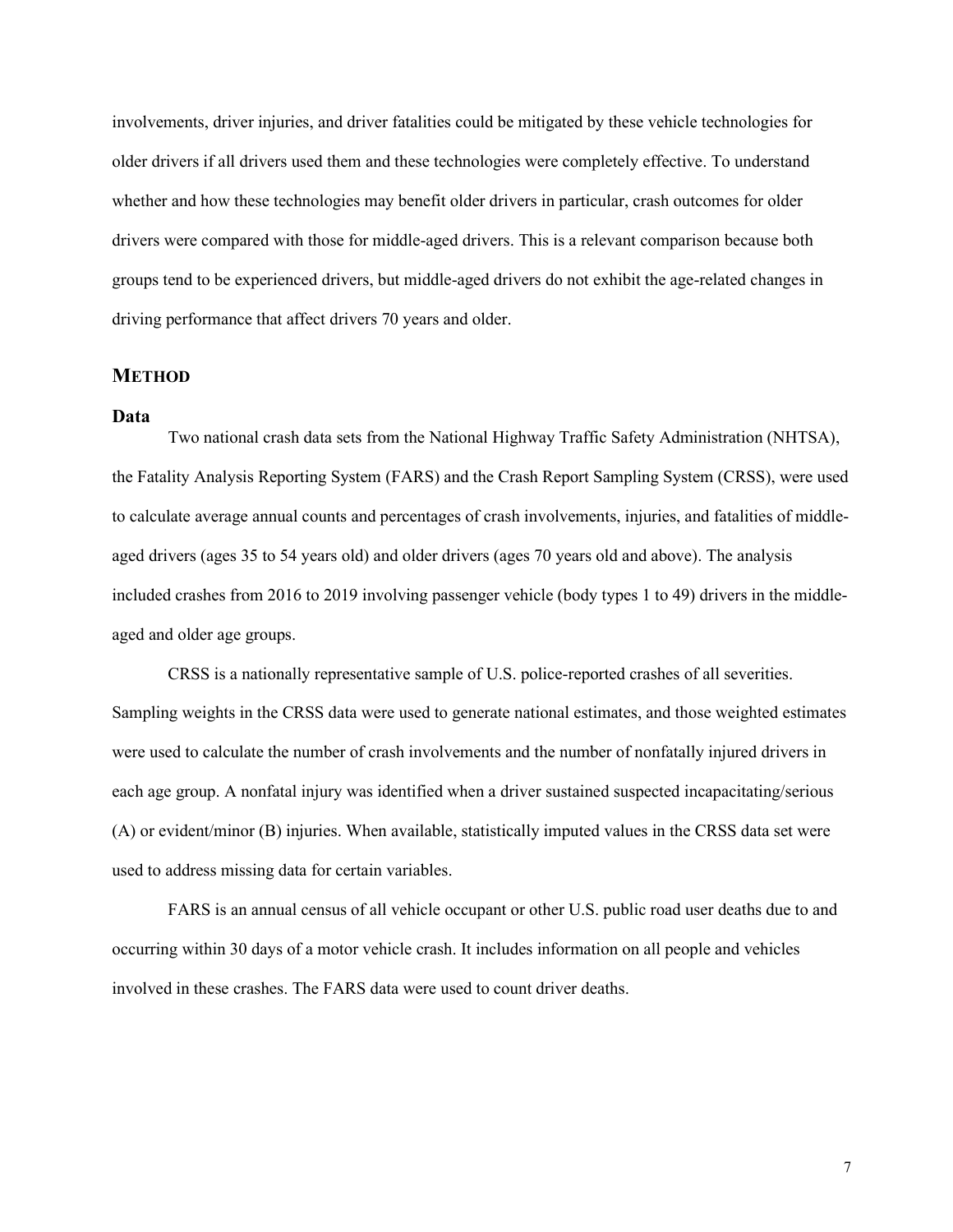involvements, driver injuries, and driver fatalities could be mitigated by these vehicle technologies for older drivers if all drivers used them and these technologies were completely effective. To understand whether and how these technologies may benefit older drivers in particular, crash outcomes for older drivers were compared with those for middle-aged drivers. This is a relevant comparison because both groups tend to be experienced drivers, but middle-aged drivers do not exhibit the age-related changes in driving performance that affect drivers 70 years and older.

## METHOD

### Data

Two national crash data sets from the National Highway Traffic Safety Administration (NHTSA), the Fatality Analysis Reporting System (FARS) and the Crash Report Sampling System (CRSS), were used to calculate average annual counts and percentages of crash involvements, injuries, and fatalities of middle-aged drivers (ages 35 to 54 years old) and older drivers (ages 70 years old and above). The analysis included crashes from 2016 to 2019 involving passenger vehicle (body types 1 to 49) drivers in the middle-aged and older age groups.

CRSS is a nationally representative sample of U.S. police-reported crashes of all severities. Sampling weights in the CRSS data were used to generate national estimates, and those weighted estimates were used to calculate the number of crash involvements and the number of nonfatally injured drivers in each age group. A nonfatal injury was identified when a driver sustained suspected incapacitating/serious (A) or evident/minor (B) injuries. When available, statistically imputed values in the CRSS data set were used to address missing data for certain variables.

FARS is an annual census of all vehicle occupant or other U.S. public road user deaths due to and occurring within 30 days of a motor vehicle crash. It includes information on all people and vehicles involved in these crashes. The FARS data were used to count driver deaths.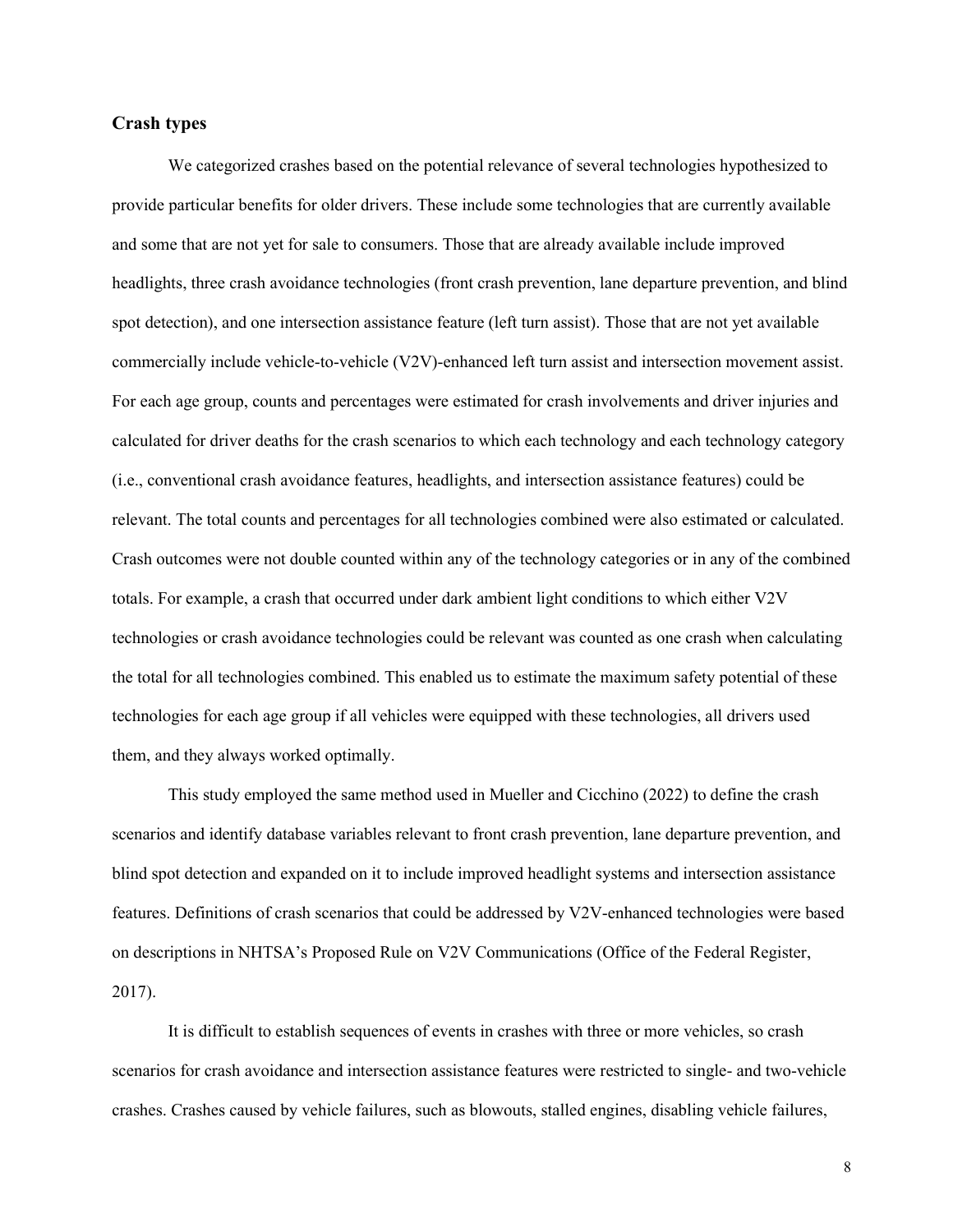## Crash types

We categorized crashes based on the potential relevance of several technologies hypothesized to provide particular benefits for older drivers. These include some technologies that are currently available and some that are not yet for sale to consumers. Those that are already available include improved headlights, three crash avoidance technologies (front crash prevention, lane departure prevention, and blind spot detection), and one intersection assistance feature (left turn assist). Those that are not yet available commercially include vehicle-to-vehicle (V2V)-enhanced left turn assist and intersection movement assist. For each age group, counts and percentages were estimated for crash involvements and driver injuries and calculated for driver deaths for the crash scenarios to which each technology and each technology category (i.e., conventional crash avoidance features, headlights, and intersection assistance features) could be relevant. The total counts and percentages for all technologies combined were also estimated or calculated. Crash outcomes were not double counted within any of the technology categories or in any of the combined totals. For example, a crash that occurred under dark ambient light conditions to which either V2V technologies or crash avoidance technologies could be relevant was counted as one crash when calculating the total for all technologies combined. This enabled us to estimate the maximum safety potential of these technologies for each age group if all vehicles were equipped with these technologies, all drivers used them, and they always worked optimally.

This study employed the same method used in Mueller and Cicchino (2022) to define the crash scenarios and identify database variables relevant to front crash prevention, lane departure prevention, and blind spot detection and expanded on it to include improved headlight systems and intersection assistance features. Definitions of crash scenarios that could be addressed by V2V-enhanced technologies were based on descriptions in NHTSA's Proposed Rule on V2V Communications (Office of the Federal Register, 2017).

It is difficult to establish sequences of events in crashes with three or more vehicles, so crash scenarios for crash avoidance and intersection assistance features were restricted to single- and two-vehicle crashes. Crashes caused by vehicle failures, such as blowouts, stalled engines, disabling vehicle failures,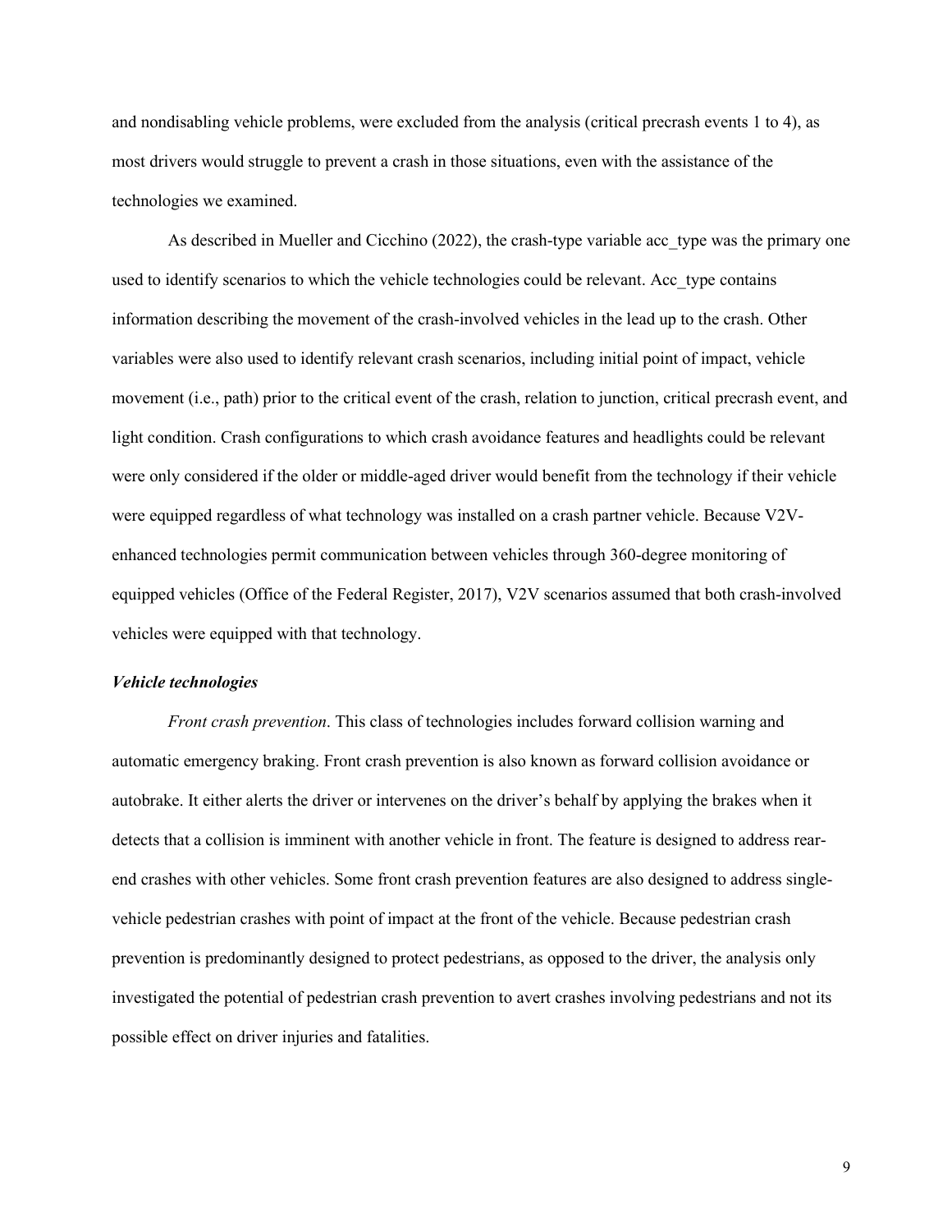and nondisabling vehicle problems, were excluded from the analysis (critical precrash events 1 to 4), as most drivers would struggle to prevent a crash in those situations, even with the assistance of the technologies we examined.

As described in Mueller and Cicchino (2022), the crash-type variable acc_type was the primary one used to identify scenarios to which the vehicle technologies could be relevant. Acc_type contains information describing the movement of the crash-involved vehicles in the lead up to the crash. Other variables were also used to identify relevant crash scenarios, including initial point of impact, vehicle movement (i.e., path) prior to the critical event of the crash, relation to junction, critical precrash event, and light condition. Crash configurations to which crash avoidance features and headlights could be relevant were only considered if the older or middle-aged driver would benefit from the technology if their vehicle were equipped regardless of what technology was installed on a crash partner vehicle. Because V2V-enhanced technologies permit communication between vehicles through 360-degree monitoring of equipped vehicles (Office of the Federal Register, 2017), V2V scenarios assumed that both crash-involved vehicles were equipped with that technology.

### ***Vehicle technologies***

*Front crash prevention*. This class of technologies includes forward collision warning and automatic emergency braking. Front crash prevention is also known as forward collision avoidance or autobrake. It either alerts the driver or intervenes on the driver's behalf by applying the brakes when it detects that a collision is imminent with another vehicle in front. The feature is designed to address rear-end crashes with other vehicles. Some front crash prevention features are also designed to address single-vehicle pedestrian crashes with point of impact at the front of the vehicle. Because pedestrian crash prevention is predominantly designed to protect pedestrians, as opposed to the driver, the analysis only investigated the potential of pedestrian crash prevention to avert crashes involving pedestrians and not its possible effect on driver injuries and fatalities.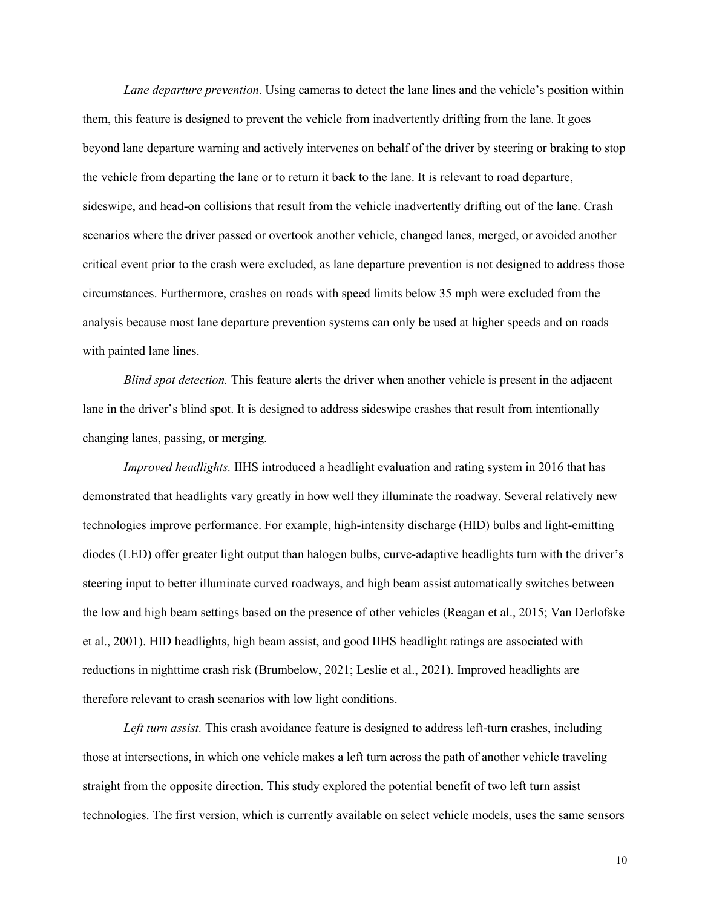*Lane departure prevention*. Using cameras to detect the lane lines and the vehicle's position within them, this feature is designed to prevent the vehicle from inadvertently drifting from the lane. It goes beyond lane departure warning and actively intervenes on behalf of the driver by steering or braking to stop the vehicle from departing the lane or to return it back to the lane. It is relevant to road departure, sideswipe, and head-on collisions that result from the vehicle inadvertently drifting out of the lane. Crash scenarios where the driver passed or overtook another vehicle, changed lanes, merged, or avoided another critical event prior to the crash were excluded, as lane departure prevention is not designed to address those circumstances. Furthermore, crashes on roads with speed limits below 35 mph were excluded from the analysis because most lane departure prevention systems can only be used at higher speeds and on roads with painted lane lines.

*Blind spot detection.* This feature alerts the driver when another vehicle is present in the adjacent lane in the driver's blind spot. It is designed to address sideswipe crashes that result from intentionally changing lanes, passing, or merging.

*Improved headlights.* IIHS introduced a headlight evaluation and rating system in 2016 that has demonstrated that headlights vary greatly in how well they illuminate the roadway. Several relatively new technologies improve performance. For example, high-intensity discharge (HID) bulbs and light-emitting diodes (LED) offer greater light output than halogen bulbs, curve-adaptive headlights turn with the driver's steering input to better illuminate curved roadways, and high beam assist automatically switches between the low and high beam settings based on the presence of other vehicles (Reagan et al., 2015; Van Derlofske et al., 2001). HID headlights, high beam assist, and good IIHS headlight ratings are associated with reductions in nighttime crash risk (Brumbelow, 2021; Leslie et al., 2021). Improved headlights are therefore relevant to crash scenarios with low light conditions.

*Left turn assist.* This crash avoidance feature is designed to address left-turn crashes, including those at intersections, in which one vehicle makes a left turn across the path of another vehicle traveling straight from the opposite direction. This study explored the potential benefit of two left turn assist technologies. The first version, which is currently available on select vehicle models, uses the same sensors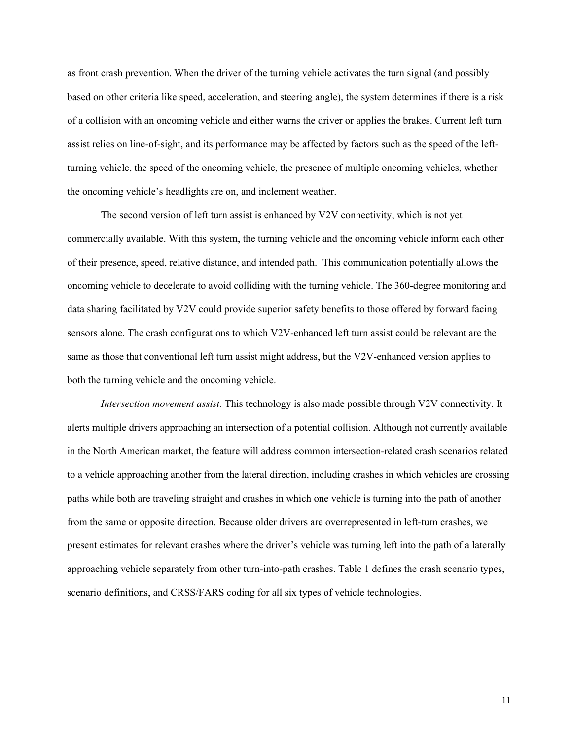as front crash prevention. When the driver of the turning vehicle activates the turn signal (and possibly based on other criteria like speed, acceleration, and steering angle), the system determines if there is a risk of a collision with an oncoming vehicle and either warns the driver or applies the brakes. Current left turn assist relies on line-of-sight, and its performance may be affected by factors such as the speed of the left-turning vehicle, the speed of the oncoming vehicle, the presence of multiple oncoming vehicles, whether the oncoming vehicle's headlights are on, and inclement weather.

The second version of left turn assist is enhanced by V2V connectivity, which is not yet commercially available. With this system, the turning vehicle and the oncoming vehicle inform each other of their presence, speed, relative distance, and intended path. This communication potentially allows the oncoming vehicle to decelerate to avoid colliding with the turning vehicle. The 360-degree monitoring and data sharing facilitated by V2V could provide superior safety benefits to those offered by forward facing sensors alone. The crash configurations to which V2V-enhanced left turn assist could be relevant are the same as those that conventional left turn assist might address, but the V2V-enhanced version applies to both the turning vehicle and the oncoming vehicle.

*Intersection movement assist.* This technology is also made possible through V2V connectivity. It alerts multiple drivers approaching an intersection of a potential collision. Although not currently available in the North American market, the feature will address common intersection-related crash scenarios related to a vehicle approaching another from the lateral direction, including crashes in which vehicles are crossing paths while both are traveling straight and crashes in which one vehicle is turning into the path of another from the same or opposite direction. Because older drivers are overrepresented in left-turn crashes, we present estimates for relevant crashes where the driver's vehicle was turning left into the path of a laterally approaching vehicle separately from other turn-into-path crashes. Table 1 defines the crash scenario types, scenario definitions, and CRSS/FARS coding for all six types of vehicle technologies.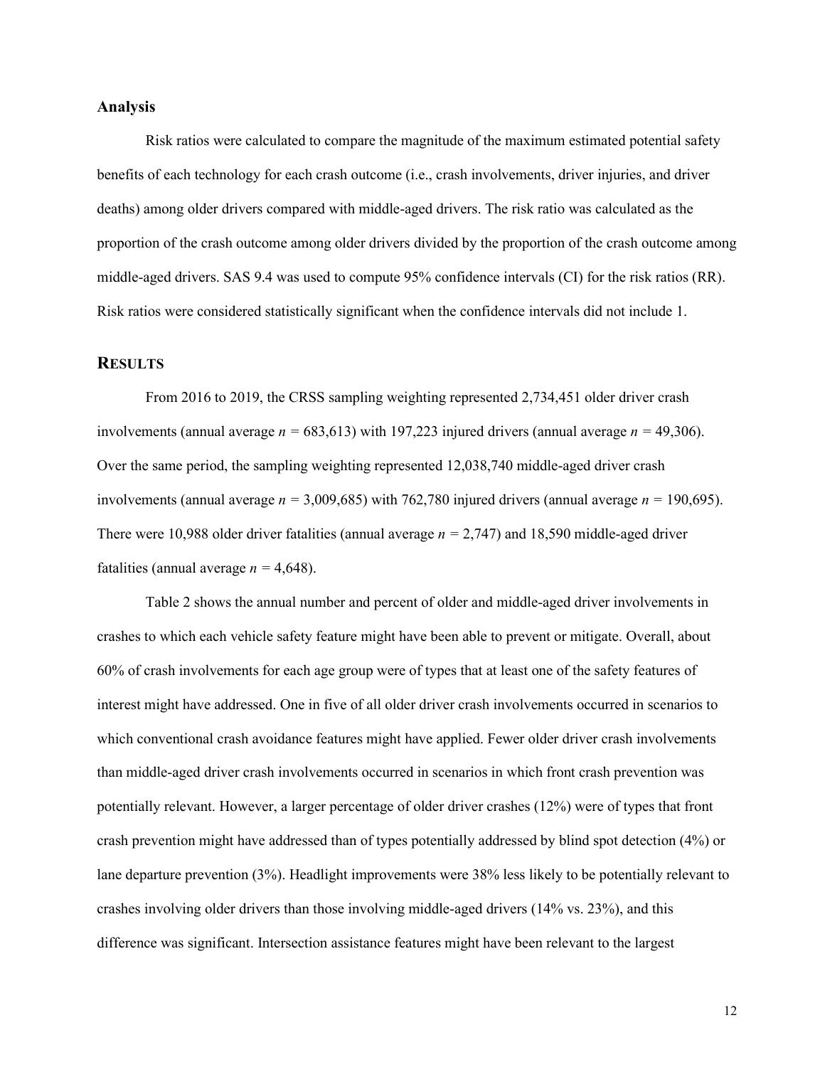### Analysis

Risk ratios were calculated to compare the magnitude of the maximum estimated potential safety benefits of each technology for each crash outcome (i.e., crash involvements, driver injuries, and driver deaths) among older drivers compared with middle-aged drivers. The risk ratio was calculated as the proportion of the crash outcome among older drivers divided by the proportion of the crash outcome among middle-aged drivers. SAS 9.4 was used to compute 95% confidence intervals (CI) for the risk ratios (RR). Risk ratios were considered statistically significant when the confidence intervals did not include 1.

## RESULTS

From 2016 to 2019, the CRSS sampling weighting represented 2,734,451 older driver crash involvements (annual average $n$ = 683,613) with 197,223 injured drivers (annual average $n$ = 49,306). Over the same period, the sampling weighting represented 12,038,740 middle-aged driver crash involvements (annual average $n$ = 3,009,685) with 762,780 injured drivers (annual average $n$ = 190,695). There were 10,988 older driver fatalities (annual average $n$ = 2,747) and 18,590 middle-aged driver fatalities (annual average $n$ = 4,648).

Table 2 shows the annual number and percent of older and middle-aged driver involvements in crashes to which each vehicle safety feature might have been able to prevent or mitigate. Overall, about 60% of crash involvements for each age group were of types that at least one of the safety features of interest might have addressed. One in five of all older driver crash involvements occurred in scenarios to which conventional crash avoidance features might have applied. Fewer older driver crash involvements than middle-aged driver crash involvements occurred in scenarios in which front crash prevention was potentially relevant. However, a larger percentage of older driver crashes (12%) were of types that front crash prevention might have addressed than of types potentially addressed by blind spot detection (4%) or lane departure prevention (3%). Headlight improvements were 38% less likely to be potentially relevant to crashes involving older drivers than those involving middle-aged drivers (14% vs. 23%), and this difference was significant. Intersection assistance features might have been relevant to the largest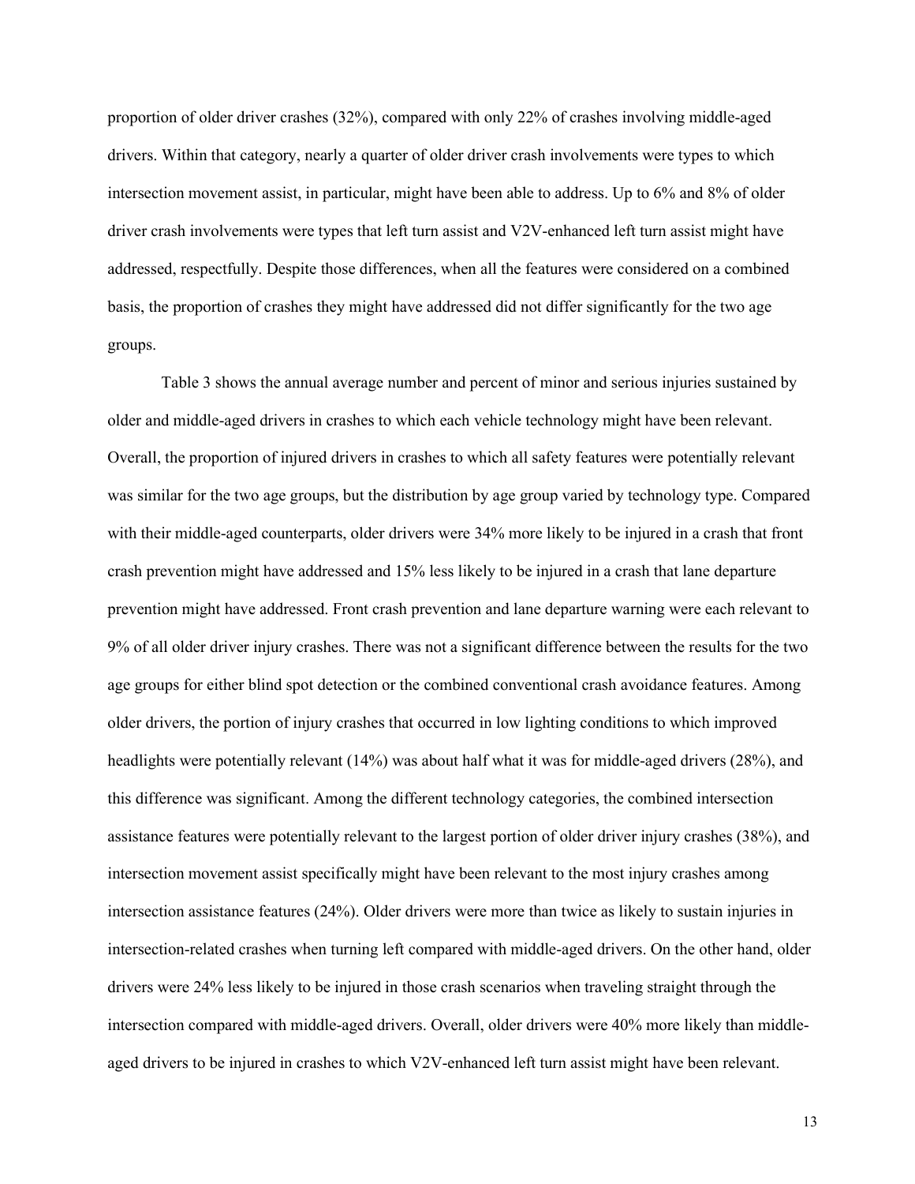proportion of older driver crashes (32%), compared with only 22% of crashes involving middle-aged drivers. Within that category, nearly a quarter of older driver crash involvements were types to which intersection movement assist, in particular, might have been able to address. Up to 6% and 8% of older driver crash involvements were types that left turn assist and V2V-enhanced left turn assist might have addressed, respectfully. Despite those differences, when all the features were considered on a combined basis, the proportion of crashes they might have addressed did not differ significantly for the two age groups.

Table 3 shows the annual average number and percent of minor and serious injuries sustained by older and middle-aged drivers in crashes to which each vehicle technology might have been relevant. Overall, the proportion of injured drivers in crashes to which all safety features were potentially relevant was similar for the two age groups, but the distribution by age group varied by technology type. Compared with their middle-aged counterparts, older drivers were 34% more likely to be injured in a crash that front crash prevention might have addressed and 15% less likely to be injured in a crash that lane departure prevention might have addressed. Front crash prevention and lane departure warning were each relevant to 9% of all older driver injury crashes. There was not a significant difference between the results for the two age groups for either blind spot detection or the combined conventional crash avoidance features. Among older drivers, the portion of injury crashes that occurred in low lighting conditions to which improved headlights were potentially relevant (14%) was about half what it was for middle-aged drivers (28%), and this difference was significant. Among the different technology categories, the combined intersection assistance features were potentially relevant to the largest portion of older driver injury crashes (38%), and intersection movement assist specifically might have been relevant to the most injury crashes among intersection assistance features (24%). Older drivers were more than twice as likely to sustain injuries in intersection-related crashes when turning left compared with middle-aged drivers. On the other hand, older drivers were 24% less likely to be injured in those crash scenarios when traveling straight through the intersection compared with middle-aged drivers. Overall, older drivers were 40% more likely than middle-aged drivers to be injured in crashes to which V2V-enhanced left turn assist might have been relevant.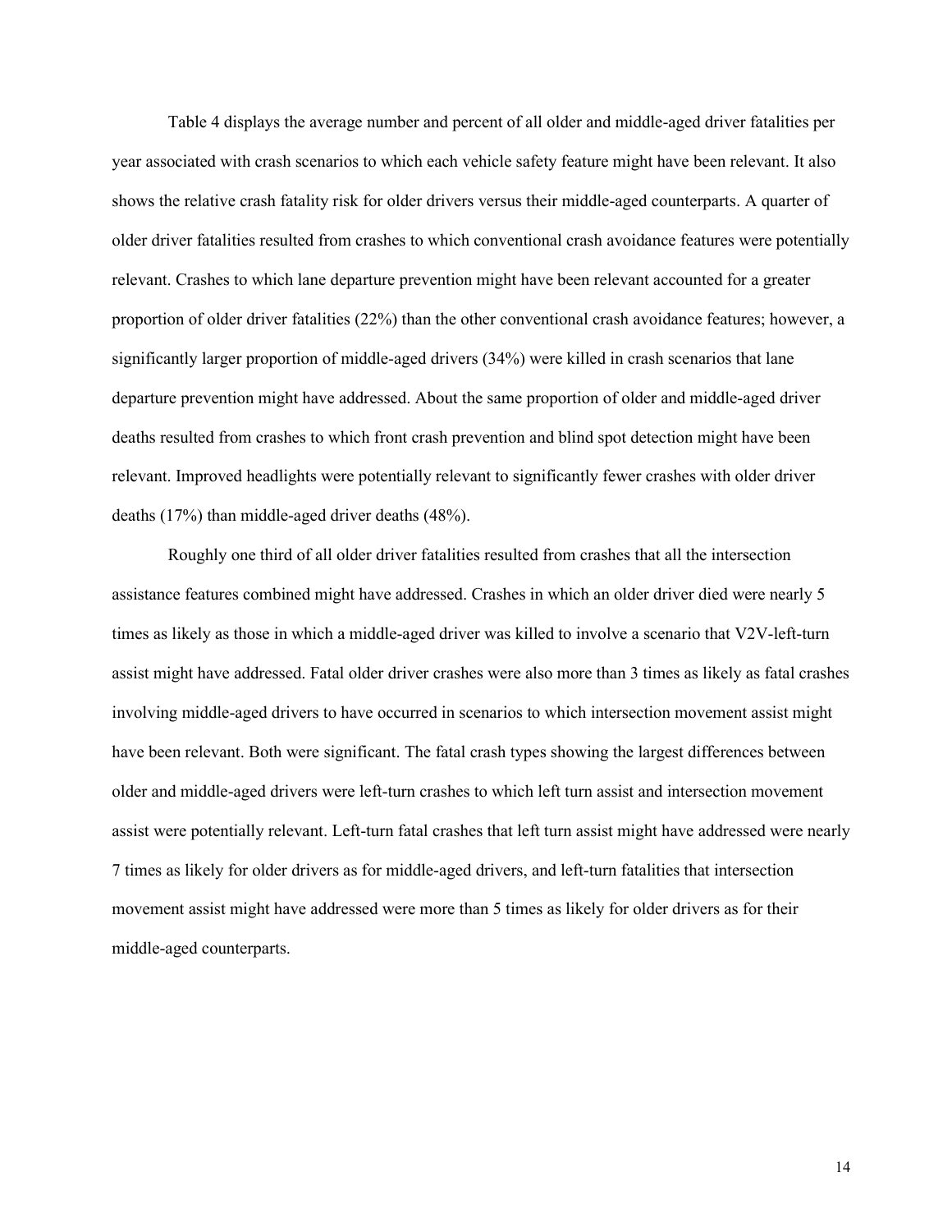Table 4 displays the average number and percent of all older and middle-aged driver fatalities per year associated with crash scenarios to which each vehicle safety feature might have been relevant. It also shows the relative crash fatality risk for older drivers versus their middle-aged counterparts. A quarter of older driver fatalities resulted from crashes to which conventional crash avoidance features were potentially relevant. Crashes to which lane departure prevention might have been relevant accounted for a greater proportion of older driver fatalities (22%) than the other conventional crash avoidance features; however, a significantly larger proportion of middle-aged drivers (34%) were killed in crash scenarios that lane departure prevention might have addressed. About the same proportion of older and middle-aged driver deaths resulted from crashes to which front crash prevention and blind spot detection might have been relevant. Improved headlights were potentially relevant to significantly fewer crashes with older driver deaths (17%) than middle-aged driver deaths (48%).

Roughly one third of all older driver fatalities resulted from crashes that all the intersection assistance features combined might have addressed. Crashes in which an older driver died were nearly 5 times as likely as those in which a middle-aged driver was killed to involve a scenario that V2V-left-turn assist might have addressed. Fatal older driver crashes were also more than 3 times as likely as fatal crashes involving middle-aged drivers to have occurred in scenarios to which intersection movement assist might have been relevant. Both were significant. The fatal crash types showing the largest differences between older and middle-aged drivers were left-turn crashes to which left turn assist and intersection movement assist were potentially relevant. Left-turn fatal crashes that left turn assist might have addressed were nearly 7 times as likely for older drivers as for middle-aged drivers, and left-turn fatalities that intersection movement assist might have addressed were more than 5 times as likely for older drivers as for their middle-aged counterparts.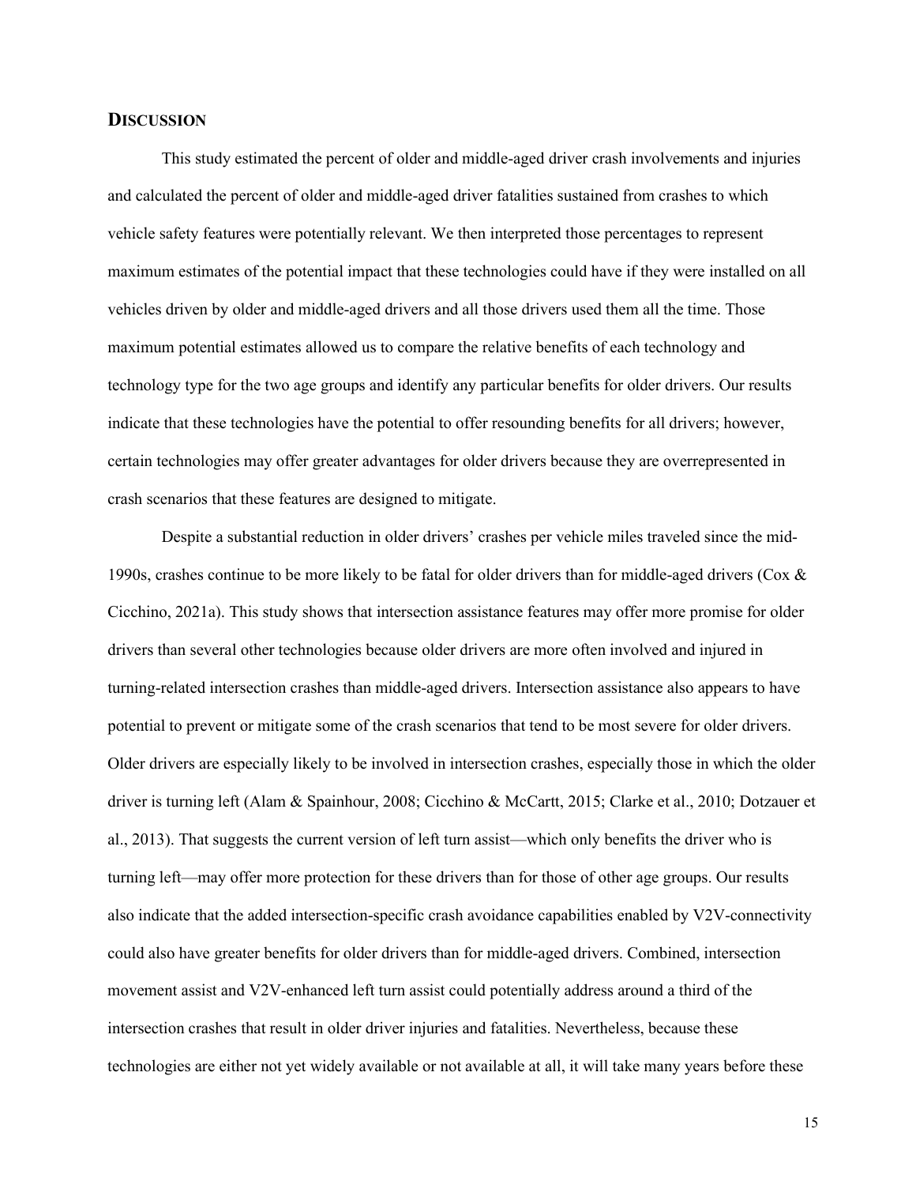## DISCUSSION

This study estimated the percent of older and middle-aged driver crash involvements and injuries and calculated the percent of older and middle-aged driver fatalities sustained from crashes to which vehicle safety features were potentially relevant. We then interpreted those percentages to represent maximum estimates of the potential impact that these technologies could have if they were installed on all vehicles driven by older and middle-aged drivers and all those drivers used them all the time. Those maximum potential estimates allowed us to compare the relative benefits of each technology and technology type for the two age groups and identify any particular benefits for older drivers. Our results indicate that these technologies have the potential to offer resounding benefits for all drivers; however, certain technologies may offer greater advantages for older drivers because they are overrepresented in crash scenarios that these features are designed to mitigate.

Despite a substantial reduction in older drivers' crashes per vehicle miles traveled since the mid-1990s, crashes continue to be more likely to be fatal for older drivers than for middle-aged drivers (Cox & Cicchino, 2021a). This study shows that intersection assistance features may offer more promise for older drivers than several other technologies because older drivers are more often involved and injured in turning-related intersection crashes than middle-aged drivers. Intersection assistance also appears to have potential to prevent or mitigate some of the crash scenarios that tend to be most severe for older drivers. Older drivers are especially likely to be involved in intersection crashes, especially those in which the older driver is turning left (Alam & Spainhour, 2008; Cicchino & McCartt, 2015; Clarke et al., 2010; Dotzauer et al., 2013). That suggests the current version of left turn assist—which only benefits the driver who is turning left—may offer more protection for these drivers than for those of other age groups. Our results also indicate that the added intersection-specific crash avoidance capabilities enabled by V2V-connectivity could also have greater benefits for older drivers than for middle-aged drivers. Combined, intersection movement assist and V2V-enhanced left turn assist could potentially address around a third of the intersection crashes that result in older driver injuries and fatalities. Nevertheless, because these technologies are either not yet widely available or not available at all, it will take many years before these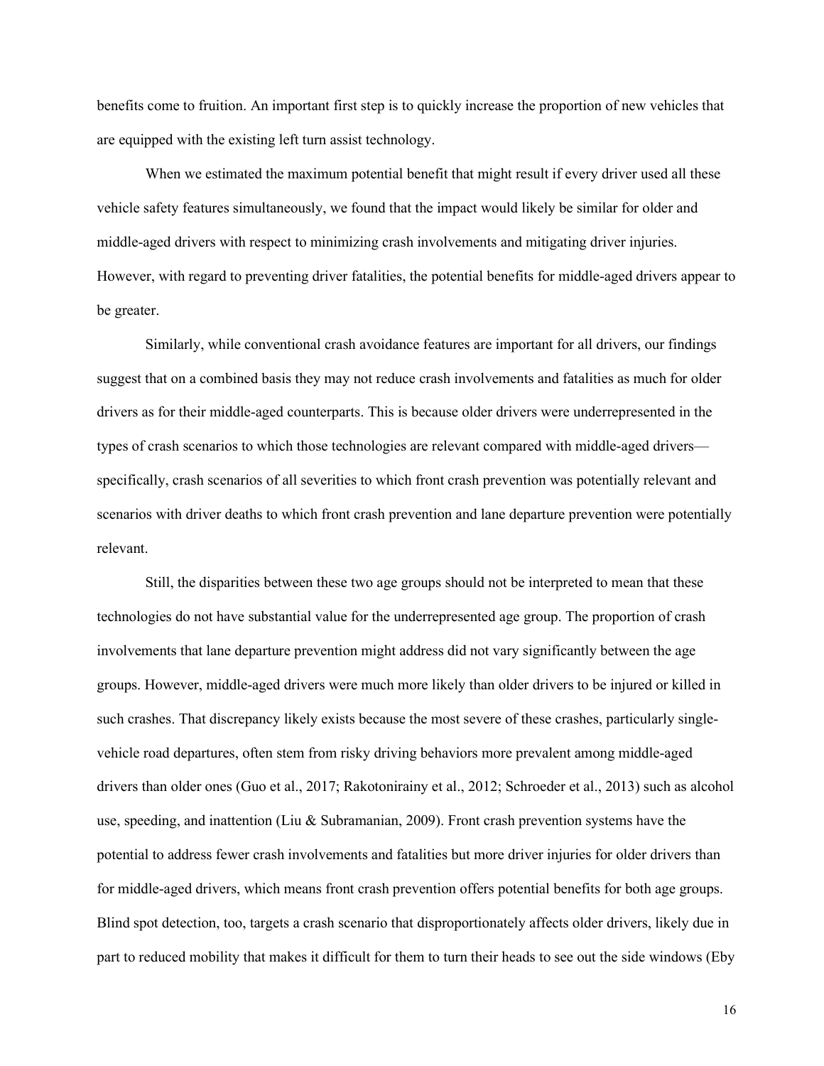benefits come to fruition. An important first step is to quickly increase the proportion of new vehicles that are equipped with the existing left turn assist technology.

When we estimated the maximum potential benefit that might result if every driver used all these vehicle safety features simultaneously, we found that the impact would likely be similar for older and middle-aged drivers with respect to minimizing crash involvements and mitigating driver injuries. However, with regard to preventing driver fatalities, the potential benefits for middle-aged drivers appear to be greater.

Similarly, while conventional crash avoidance features are important for all drivers, our findings suggest that on a combined basis they may not reduce crash involvements and fatalities as much for older drivers as for their middle-aged counterparts. This is because older drivers were underrepresented in the types of crash scenarios to which those technologies are relevant compared with middle-aged drivers—specifically, crash scenarios of all severities to which front crash prevention was potentially relevant and scenarios with driver deaths to which front crash prevention and lane departure prevention were potentially relevant.

Still, the disparities between these two age groups should not be interpreted to mean that these technologies do not have substantial value for the underrepresented age group. The proportion of crash involvements that lane departure prevention might address did not vary significantly between the age groups. However, middle-aged drivers were much more likely than older drivers to be injured or killed in such crashes. That discrepancy likely exists because the most severe of these crashes, particularly single-vehicle road departures, often stem from risky driving behaviors more prevalent among middle-aged drivers than older ones (Guo et al., 2017; Rakotonirainy et al., 2012; Schroeder et al., 2013) such as alcohol use, speeding, and inattention (Liu & Subramanian, 2009). Front crash prevention systems have the potential to address fewer crash involvements and fatalities but more driver injuries for older drivers than for middle-aged drivers, which means front crash prevention offers potential benefits for both age groups. Blind spot detection, too, targets a crash scenario that disproportionately affects older drivers, likely due in part to reduced mobility that makes it difficult for them to turn their heads to see out the side windows (Eby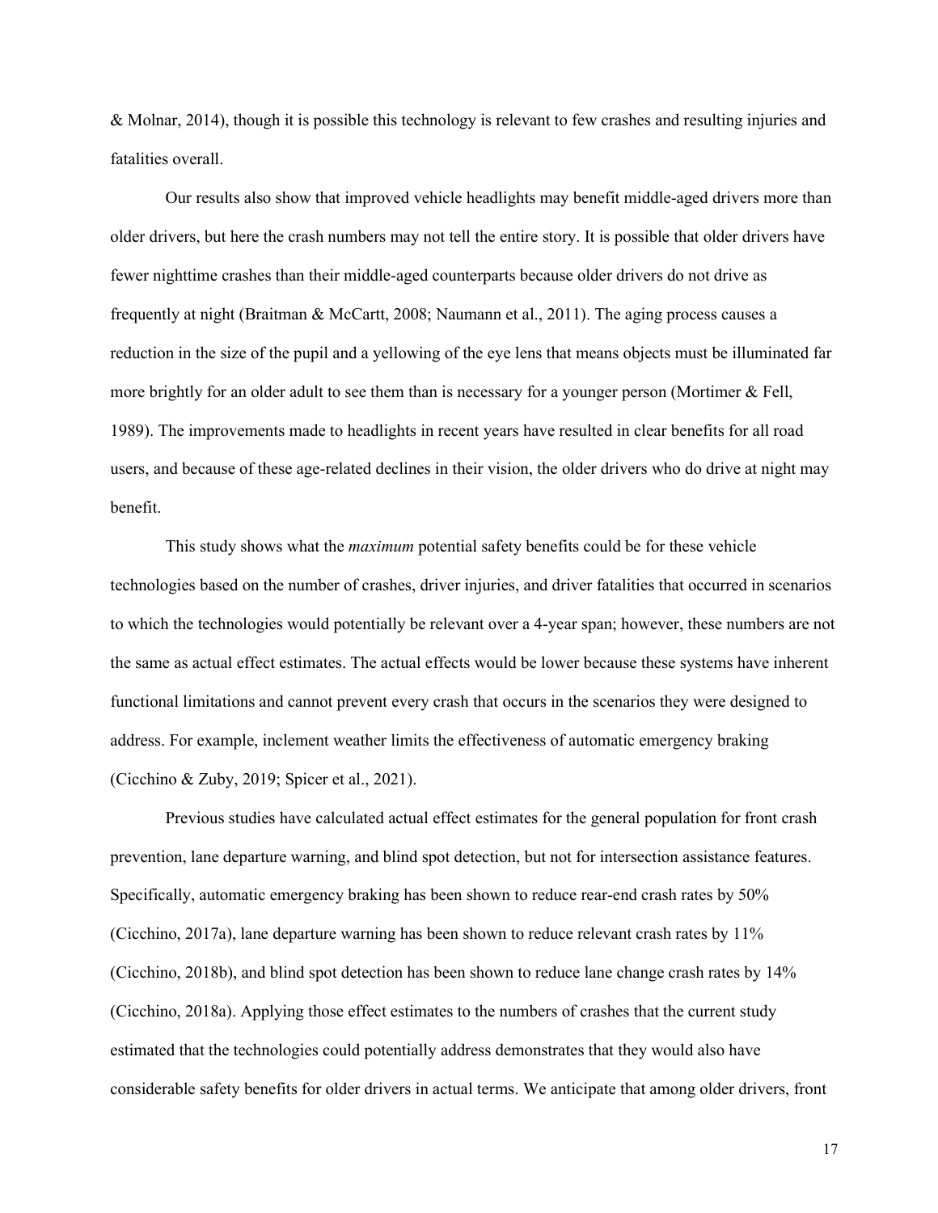& Molnar, 2014), though it is possible this technology is relevant to few crashes and resulting injuries and fatalities overall.

Our results also show that improved vehicle headlights may benefit middle-aged drivers more than older drivers, but here the crash numbers may not tell the entire story. It is possible that older drivers have fewer nighttime crashes than their middle-aged counterparts because older drivers do not drive as frequently at night (Braitman & McCartt, 2008; Naumann et al., 2011). The aging process causes a reduction in the size of the pupil and a yellowing of the eye lens that means objects must be illuminated far more brightly for an older adult to see them than is necessary for a younger person (Mortimer & Fell, 1989). The improvements made to headlights in recent years have resulted in clear benefits for all road users, and because of these age-related declines in their vision, the older drivers who do drive at night may benefit.

This study shows what the *maximum* potential safety benefits could be for these vehicle technologies based on the number of crashes, driver injuries, and driver fatalities that occurred in scenarios to which the technologies would potentially be relevant over a 4-year span; however, these numbers are not the same as actual effect estimates. The actual effects would be lower because these systems have inherent functional limitations and cannot prevent every crash that occurs in the scenarios they were designed to address. For example, inclement weather limits the effectiveness of automatic emergency braking (Cicchino & Zuby, 2019; Spicer et al., 2021).

Previous studies have calculated actual effect estimates for the general population for front crash prevention, lane departure warning, and blind spot detection, but not for intersection assistance features. Specifically, automatic emergency braking has been shown to reduce rear-end crash rates by 50% (Cicchino, 2017a), lane departure warning has been shown to reduce relevant crash rates by 11% (Cicchino, 2018b), and blind spot detection has been shown to reduce lane change crash rates by 14% (Cicchino, 2018a). Applying those effect estimates to the numbers of crashes that the current study estimated that the technologies could potentially address demonstrates that they would also have considerable safety benefits for older drivers in actual terms. We anticipate that among older drivers, front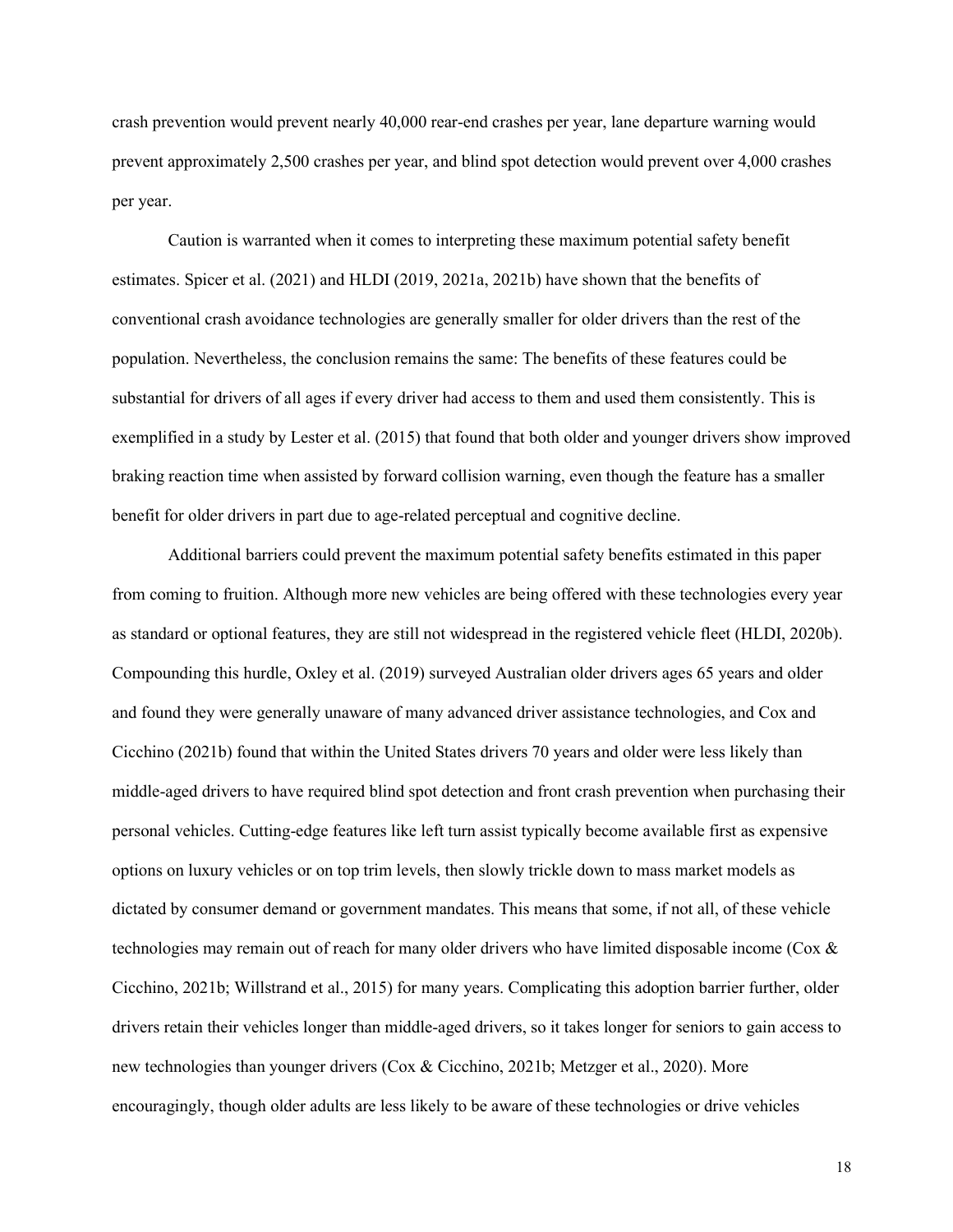crash prevention would prevent nearly 40,000 rear-end crashes per year, lane departure warning would prevent approximately 2,500 crashes per year, and blind spot detection would prevent over 4,000 crashes per year.

Caution is warranted when it comes to interpreting these maximum potential safety benefit estimates. Spicer et al. (2021) and HLDI (2019, 2021a, 2021b) have shown that the benefits of conventional crash avoidance technologies are generally smaller for older drivers than the rest of the population. Nevertheless, the conclusion remains the same: The benefits of these features could be substantial for drivers of all ages if every driver had access to them and used them consistently. This is exemplified in a study by Lester et al. (2015) that found that both older and younger drivers show improved braking reaction time when assisted by forward collision warning, even though the feature has a smaller benefit for older drivers in part due to age-related perceptual and cognitive decline.

Additional barriers could prevent the maximum potential safety benefits estimated in this paper from coming to fruition. Although more new vehicles are being offered with these technologies every year as standard or optional features, they are still not widespread in the registered vehicle fleet (HLDI, 2020b). Compounding this hurdle, Oxley et al. (2019) surveyed Australian older drivers ages 65 years and older and found they were generally unaware of many advanced driver assistance technologies, and Cox and Cicchino (2021b) found that within the United States drivers 70 years and older were less likely than middle-aged drivers to have required blind spot detection and front crash prevention when purchasing their personal vehicles. Cutting-edge features like left turn assist typically become available first as expensive options on luxury vehicles or on top trim levels, then slowly trickle down to mass market models as dictated by consumer demand or government mandates. This means that some, if not all, of these vehicle technologies may remain out of reach for many older drivers who have limited disposable income (Cox & Cicchino, 2021b; Willstrand et al., 2015) for many years. Complicating this adoption barrier further, older drivers retain their vehicles longer than middle-aged drivers, so it takes longer for seniors to gain access to new technologies than younger drivers (Cox & Cicchino, 2021b; Metzger et al., 2020). More encouragingly, though older adults are less likely to be aware of these technologies or drive vehicles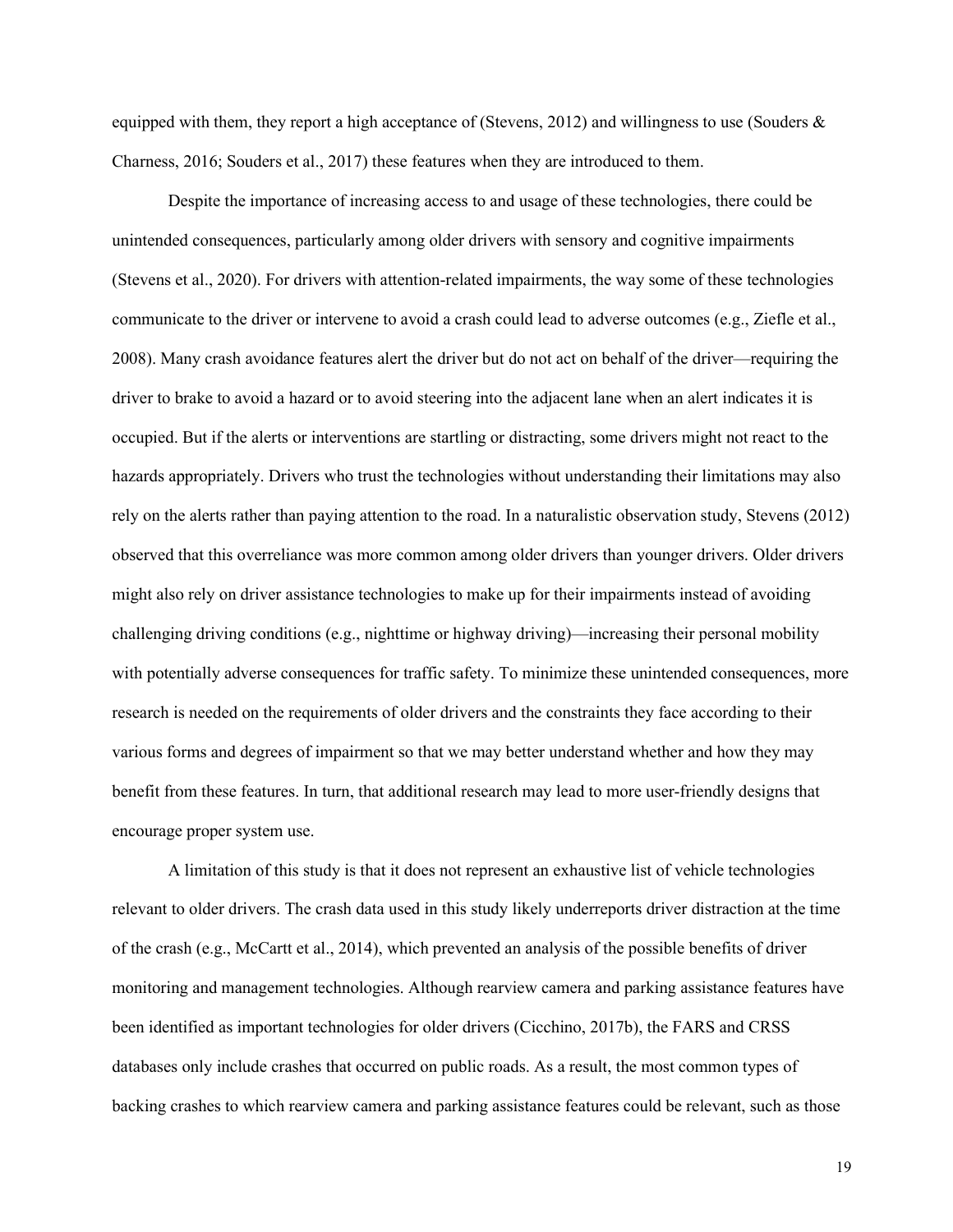equipped with them, they report a high acceptance of (Stevens, 2012) and willingness to use (Souders & Charness, 2016; Souders et al., 2017) these features when they are introduced to them.

Despite the importance of increasing access to and usage of these technologies, there could be unintended consequences, particularly among older drivers with sensory and cognitive impairments (Stevens et al., 2020). For drivers with attention-related impairments, the way some of these technologies communicate to the driver or intervene to avoid a crash could lead to adverse outcomes (e.g., Ziefle et al., 2008). Many crash avoidance features alert the driver but do not act on behalf of the driver—requiring the driver to brake to avoid a hazard or to avoid steering into the adjacent lane when an alert indicates it is occupied. But if the alerts or interventions are startling or distracting, some drivers might not react to the hazards appropriately. Drivers who trust the technologies without understanding their limitations may also rely on the alerts rather than paying attention to the road. In a naturalistic observation study, Stevens (2012) observed that this overreliance was more common among older drivers than younger drivers. Older drivers might also rely on driver assistance technologies to make up for their impairments instead of avoiding challenging driving conditions (e.g., nighttime or highway driving)—increasing their personal mobility with potentially adverse consequences for traffic safety. To minimize these unintended consequences, more research is needed on the requirements of older drivers and the constraints they face according to their various forms and degrees of impairment so that we may better understand whether and how they may benefit from these features. In turn, that additional research may lead to more user-friendly designs that encourage proper system use.

A limitation of this study is that it does not represent an exhaustive list of vehicle technologies relevant to older drivers. The crash data used in this study likely underreports driver distraction at the time of the crash (e.g., McCartt et al., 2014), which prevented an analysis of the possible benefits of driver monitoring and management technologies. Although rearview camera and parking assistance features have been identified as important technologies for older drivers (Cicchino, 2017b), the FARS and CRSS databases only include crashes that occurred on public roads. As a result, the most common types of backing crashes to which rearview camera and parking assistance features could be relevant, such as those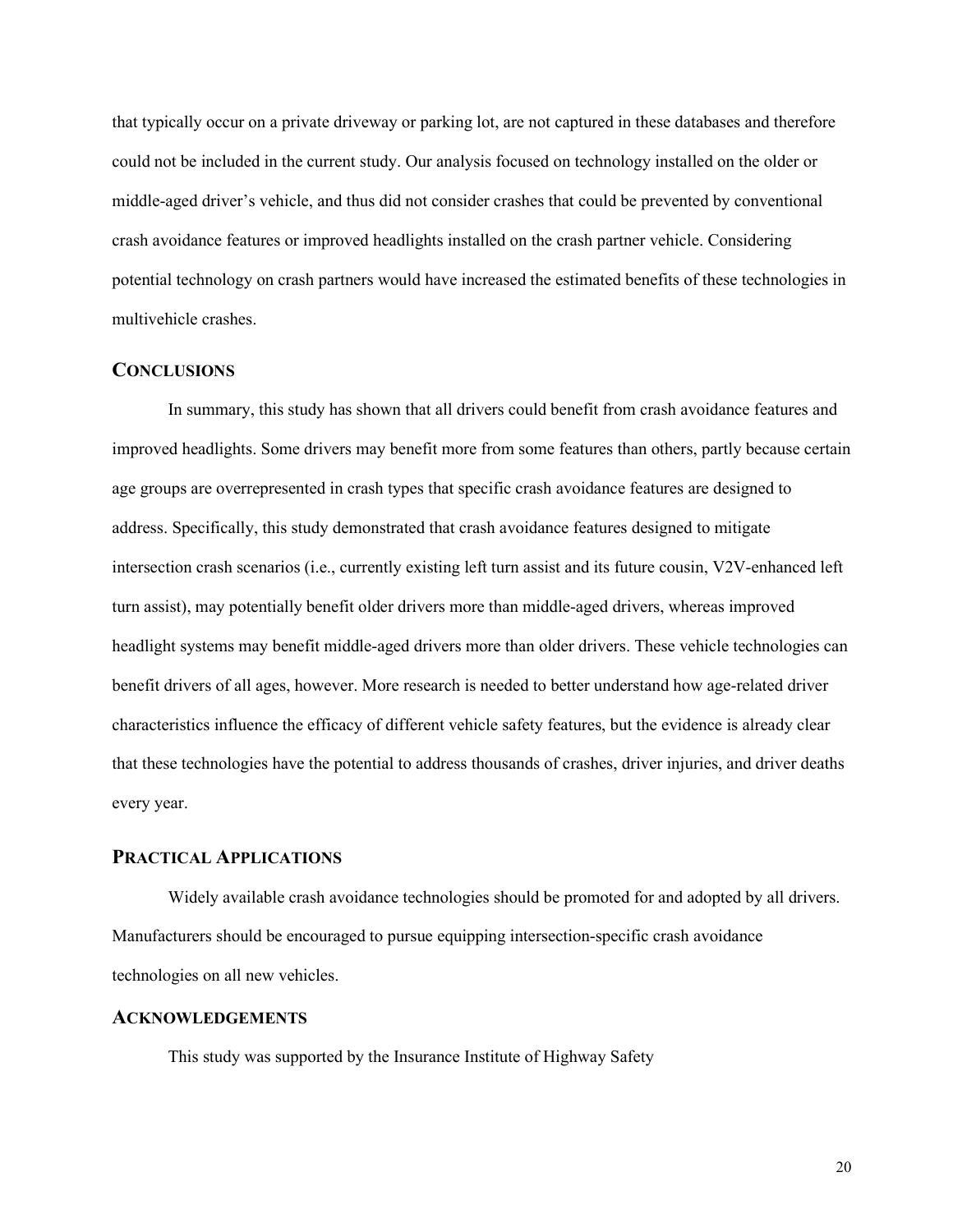that typically occur on a private driveway or parking lot, are not captured in these databases and therefore could not be included in the current study. Our analysis focused on technology installed on the older or middle-aged driver's vehicle, and thus did not consider crashes that could be prevented by conventional crash avoidance features or improved headlights installed on the crash partner vehicle. Considering potential technology on crash partners would have increased the estimated benefits of these technologies in multivehicle crashes.

## CONCLUSIONS

In summary, this study has shown that all drivers could benefit from crash avoidance features and improved headlights. Some drivers may benefit more from some features than others, partly because certain age groups are overrepresented in crash types that specific crash avoidance features are designed to address. Specifically, this study demonstrated that crash avoidance features designed to mitigate intersection crash scenarios (i.e., currently existing left turn assist and its future cousin, V2V-enhanced left turn assist), may potentially benefit older drivers more than middle-aged drivers, whereas improved headlight systems may benefit middle-aged drivers more than older drivers. These vehicle technologies can benefit drivers of all ages, however. More research is needed to better understand how age-related driver characteristics influence the efficacy of different vehicle safety features, but the evidence is already clear that these technologies have the potential to address thousands of crashes, driver injuries, and driver deaths every year.

## PRACTICAL APPLICATIONS

Widely available crash avoidance technologies should be promoted for and adopted by all drivers. Manufacturers should be encouraged to pursue equipping intersection-specific crash avoidance technologies on all new vehicles.

### ACKNOWLEDGEMENTS

This study was supported by the Insurance Institute of Highway Safety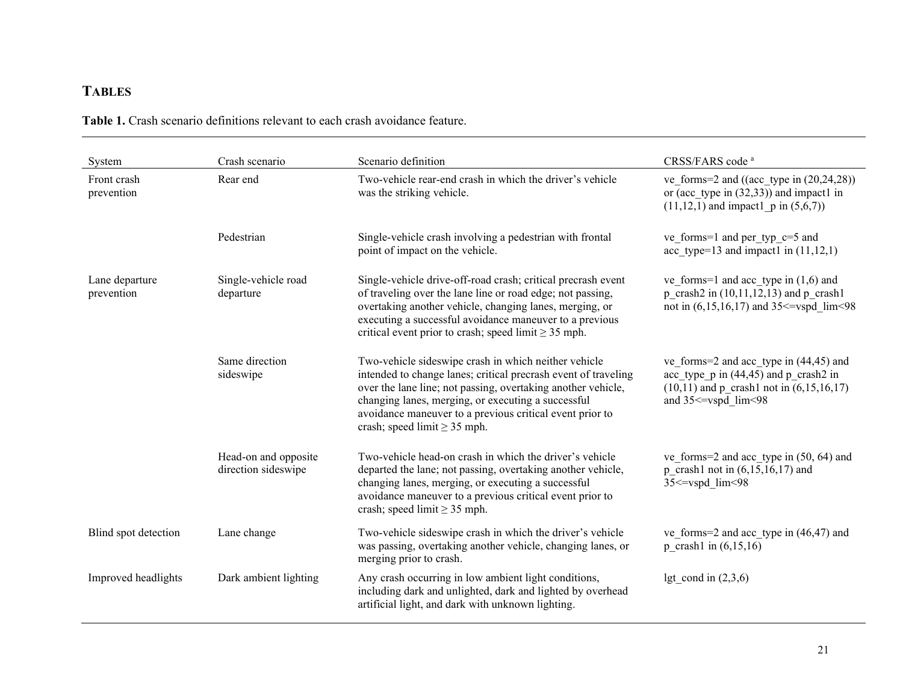## TABLES

**Table 1.** Crash scenario definitions relevant to each crash avoidance feature.

| System | Crash scenario | Scenario definition | CRSS/FARS code [a] |
|---|---|---|---|
| Front crash prevention | Rear end | Two-vehicle rear-end crash in which the driver's vehicle was the striking vehicle. | ve_forms=2 and ((acc_type in (20,24,28)) or (acc_type in (32,33)) and impact1 in (11,12,1) and impact1_p in (5,6,7)) |
| | Pedestrian | Single-vehicle crash involving a pedestrian with frontal point of impact on the vehicle. | ve_forms=1 and per_typ_c=5 and acc_type=13 and impact1 in (11,12,1) |
| Lane departure prevention | Single-vehicle road departure | Single-vehicle drive-off-road crash; critical precrash event of traveling over the lane line or road edge; not passing, overtaking another vehicle, changing lanes, merging, or executing a successful avoidance maneuver to a previous critical event prior to crash; speed limit ≥ 35 mph. | ve_forms=1 and acc_type in (1,6) and p_crash2 in (10,11,12,13) and p_crash1 not in (6,15,16,17) and 35<=vspd_lim<98 |
| | Same direction sideswipe | Two-vehicle sideswipe crash in which neither vehicle intended to change lanes; critical precrash event of traveling over the lane line; not passing, overtaking another vehicle, changing lanes, merging, or executing a successful avoidance maneuver to a previous critical event prior to crash; speed limit ≥ 35 mph. | ve_forms=2 and acc_type in (44,45) and acc_type_p in (44,45) and p_crash2 in (10,11) and p_crash1 not in (6,15,16,17) and 35<=vspd_lim<98 |
| | Head-on and opposite direction sideswipe | Two-vehicle head-on crash in which the driver's vehicle departed the lane; not passing, overtaking another vehicle, changing lanes, merging, or executing a successful avoidance maneuver to a previous critical event prior to crash; speed limit ≥ 35 mph. | ve_forms=2 and acc_type in (50, 64) and p_crash1 not in (6,15,16,17) and 35<=vspd_lim<98 |
| Blind spot detection | Lane change | Two-vehicle sideswipe crash in which the driver's vehicle was passing, overtaking another vehicle, changing lanes, or merging prior to crash. | ve_forms=2 and acc_type in (46,47) and p_crash1 in (6,15,16) |
| Improved headlights | Dark ambient lighting | Any crash occurring in low ambient light conditions, including dark and unlighted, dark and lighted by overhead artificial light, and dark with unknown lighting. | lgt_cond in (2,3,6) |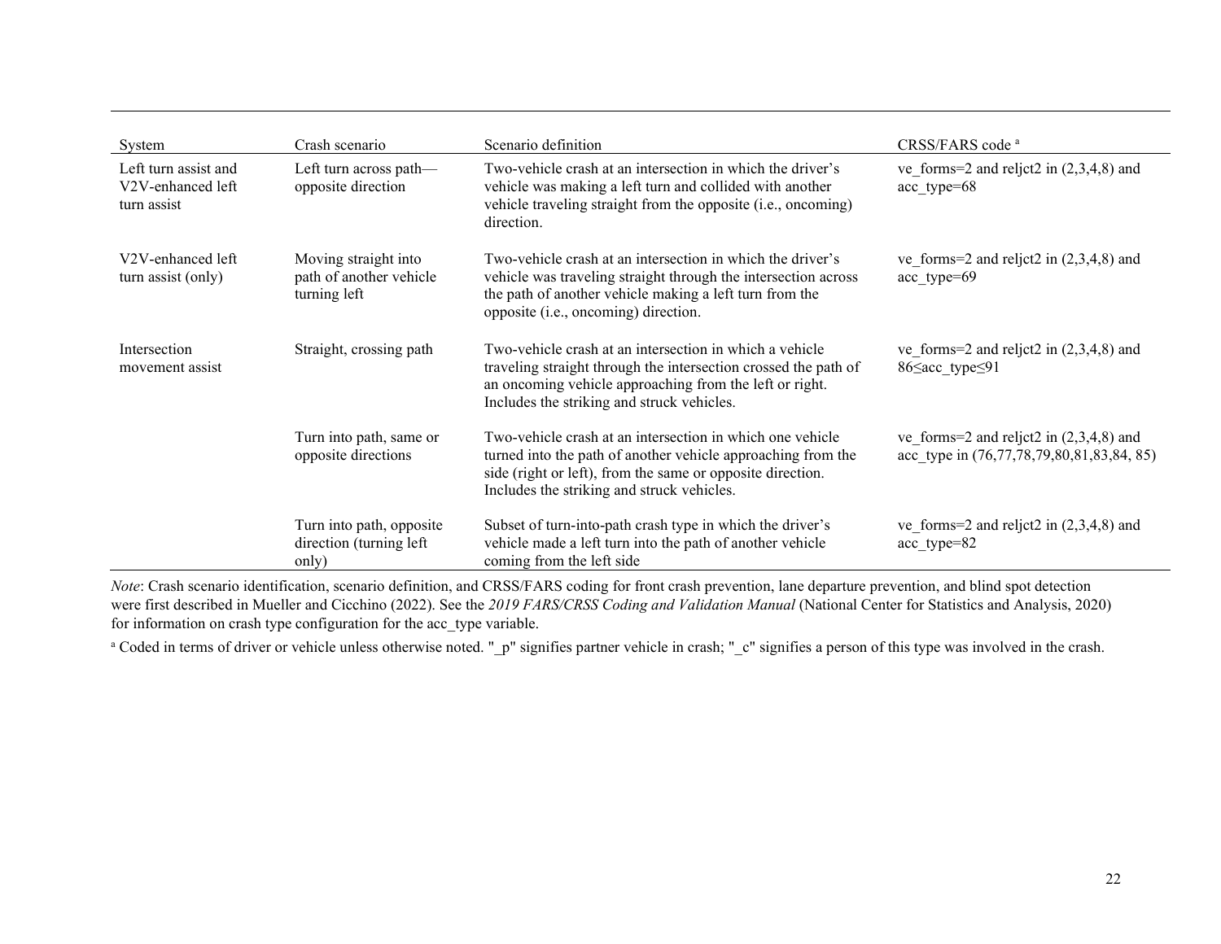| System | Crash scenario | Scenario definition | CRSS/FARS code [a] |
|---|---|---|---|
| Left turn assist and V2V-enhanced left turn assist | Left turn across path—opposite direction | Two-vehicle crash at an intersection in which the driver's vehicle was making a left turn and collided with another vehicle traveling straight from the opposite (i.e., oncoming) direction. | ve_forms=2 and reljct2 in (2,3,4,8) and acc_type=68 |
| V2V-enhanced left turn assist (only) | Moving straight into path of another vehicle turning left | Two-vehicle crash at an intersection in which the driver's vehicle was traveling straight through the intersection across the path of another vehicle making a left turn from the opposite (i.e., oncoming) direction. | ve_forms=2 and reljct2 in (2,3,4,8) and acc_type=69 |
| Intersection movement assist | Straight, crossing path | Two-vehicle crash at an intersection in which a vehicle traveling straight through the intersection crossed the path of an oncoming vehicle approaching from the left or right. Includes the striking and struck vehicles. | ve_forms=2 and reljct2 in (2,3,4,8) and 86≤acc_type≤91 |
| | Turn into path, same or opposite directions | Two-vehicle crash at an intersection in which one vehicle turned into the path of another vehicle approaching from the side (right or left), from the same or opposite direction. Includes the striking and struck vehicles. | ve_forms=2 and reljct2 in (2,3,4,8) and acc_type in (76,77,78,79,80,81,83,84, 85) |
| | Turn into path, opposite direction (turning left only) | Subset of turn-into-path crash type in which the driver's vehicle made a left turn into the path of another vehicle coming from the left side | ve_forms=2 and reljct2 in (2,3,4,8) and acc_type=82 |

*Note*: Crash scenario identification, scenario definition, and CRSS/FARS coding for front crash prevention, lane departure prevention, and blind spot detection were first described in Mueller and Cicchino (2022). See the *2019 FARS/CRSS Coding and Validation Manual* (National Center for Statistics and Analysis, 2020) for information on crash type configuration for the acc_type variable.

[a] Coded in terms of driver or vehicle unless otherwise noted. "_p" signifies partner vehicle in crash; "_c" signifies a person of this type was involved in the crash.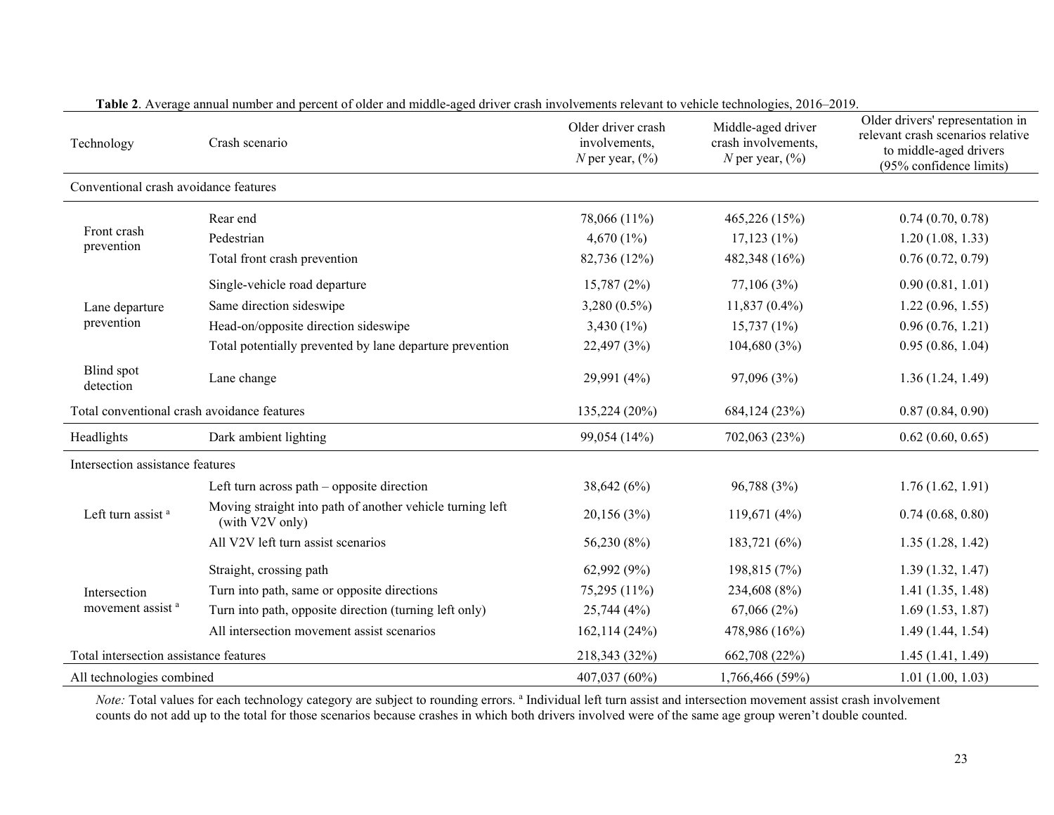**Table 2**. Average annual number and percent of older and middle-aged driver crash involvements relevant to vehicle technologies, 2016–2019.

| Technology | Crash scenario | Older driver crash involvements, *N* per year, (%) | Middle-aged driver crash involvements, *N* per year, (%) | Older drivers' representation in relevant crash scenarios relative to middle-aged drivers (95% confidence limits) |
|---|---|---|---|---|
| Conventional crash avoidance features | | | | |
| Front crash prevention | Rear end | 78,066 (11%) | 465,226 (15%) | 0.74 (0.70, 0.78) |
| | Pedestrian | 4,670 (1%) | 17,123 (1%) | 1.20 (1.08, 1.33) |
| | Total front crash prevention | 82,736 (12%) | 482,348 (16%) | 0.76 (0.72, 0.79) |
| Lane departure prevention | Single-vehicle road departure | 15,787 (2%) | 77,106 (3%) | 0.90 (0.81, 1.01) |
| | Same direction sideswipe | 3,280 (0.5%) | 11,837 (0.4%) | 1.22 (0.96, 1.55) |
| | Head-on/opposite direction sideswipe | 3,430 (1%) | 15,737 (1%) | 0.96 (0.76, 1.21) |
| | Total potentially prevented by lane departure prevention | 22,497 (3%) | 104,680 (3%) | 0.95 (0.86, 1.04) |
| Blind spot detection | Lane change | 29,991 (4%) | 97,096 (3%) | 1.36 (1.24, 1.49) |
| Total conventional crash avoidance features | | 135,224 (20%) | 684,124 (23%) | 0.87 (0.84, 0.90) |
| Headlights | Dark ambient lighting | 99,054 (14%) | 702,063 (23%) | 0.62 (0.60, 0.65) |
| Intersection assistance features | | | | |
| Left turn assist [a] | Left turn across path – opposite direction | 38,642 (6%) | 96,788 (3%) | 1.76 (1.62, 1.91) |
| | Moving straight into path of another vehicle turning left (with V2V only) | 20,156 (3%) | 119,671 (4%) | 0.74 (0.68, 0.80) |
| | All V2V left turn assist scenarios | 56,230 (8%) | 183,721 (6%) | 1.35 (1.28, 1.42) |
| Intersection movement assist [a] | Straight, crossing path | 62,992 (9%) | 198,815 (7%) | 1.39 (1.32, 1.47) |
| | Turn into path, same or opposite directions | 75,295 (11%) | 234,608 (8%) | 1.41 (1.35, 1.48) |
| | Turn into path, opposite direction (turning left only) | 25,744 (4%) | 67,066 (2%) | 1.69 (1.53, 1.87) |
| | All intersection movement assist scenarios | 162,114 (24%) | 478,986 (16%) | 1.49 (1.44, 1.54) |
| Total intersection assistance features | | 218,343 (32%) | 662,708 (22%) | 1.45 (1.41, 1.49) |
| All technologies combined | | 407,037 (60%) | 1,766,466 (59%) | 1.01 (1.00, 1.03) |

*Note:* Total values for each technology category are subject to rounding errors. [a] Individual left turn assist and intersection movement assist crash involvement counts do not add up to the total for those scenarios because crashes in which both drivers involved were of the same age group weren't double counted.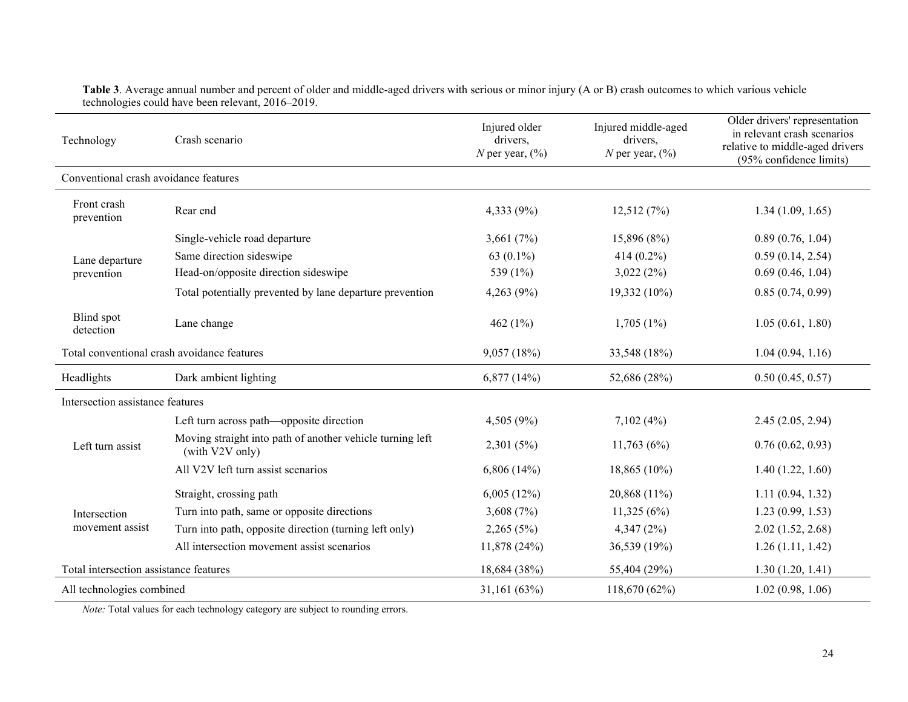**Table 3**. Average annual number and percent of older and middle-aged drivers with serious or minor injury (A or B) crash outcomes to which various vehicle technologies could have been relevant, 2016–2019.

| Technology | Crash scenario | Injured older drivers, *N* per year, (%) | Injured middle-aged drivers, *N* per year, (%) | Older drivers' representation in relevant crash scenarios relative to middle-aged drivers (95% confidence limits) |
|---|---|---|---|---|
| Conventional crash avoidance features | | | | |
| Front crash prevention | Rear end | 4,333 (9%) | 12,512 (7%) | 1.34 (1.09, 1.65) |
| Lane departure prevention | Single-vehicle road departure | 3,661 (7%) | 15,896 (8%) | 0.89 (0.76, 1.04) |
| | Same direction sideswipe | 63 (0.1%) | 414 (0.2%) | 0.59 (0.14, 2.54) |
| | Head-on/opposite direction sideswipe | 539 (1%) | 3,022 (2%) | 0.69 (0.46, 1.04) |
| | Total potentially prevented by lane departure prevention | 4,263 (9%) | 19,332 (10%) | 0.85 (0.74, 0.99) |
| Blind spot detection | Lane change | 462 (1%) | 1,705 (1%) | 1.05 (0.61, 1.80) |
| Total conventional crash avoidance features | | 9,057 (18%) | 33,548 (18%) | 1.04 (0.94, 1.16) |
| Headlights | Dark ambient lighting | 6,877 (14%) | 52,686 (28%) | 0.50 (0.45, 0.57) |
| Intersection assistance features | | | | |
| Left turn assist | Left turn across path—opposite direction | 4,505 (9%) | 7,102 (4%) | 2.45 (2.05, 2.94) |
| | Moving straight into path of another vehicle turning left (with V2V only) | 2,301 (5%) | 11,763 (6%) | 0.76 (0.62, 0.93) |
| | All V2V left turn assist scenarios | 6,806 (14%) | 18,865 (10%) | 1.40 (1.22, 1.60) |
| Intersection movement assist | Straight, crossing path | 6,005 (12%) | 20,868 (11%) | 1.11 (0.94, 1.32) |
| | Turn into path, same or opposite directions | 3,608 (7%) | 11,325 (6%) | 1.23 (0.99, 1.53) |
| | Turn into path, opposite direction (turning left only) | 2,265 (5%) | 4,347 (2%) | 2.02 (1.52, 2.68) |
| | All intersection movement assist scenarios | 11,878 (24%) | 36,539 (19%) | 1.26 (1.11, 1.42) |
| Total intersection assistance features | | 18,684 (38%) | 55,404 (29%) | 1.30 (1.20, 1.41) |
| All technologies combined | | 31,161 (63%) | 118,670 (62%) | 1.02 (0.98, 1.06) |

*Note:* Total values for each technology category are subject to rounding errors.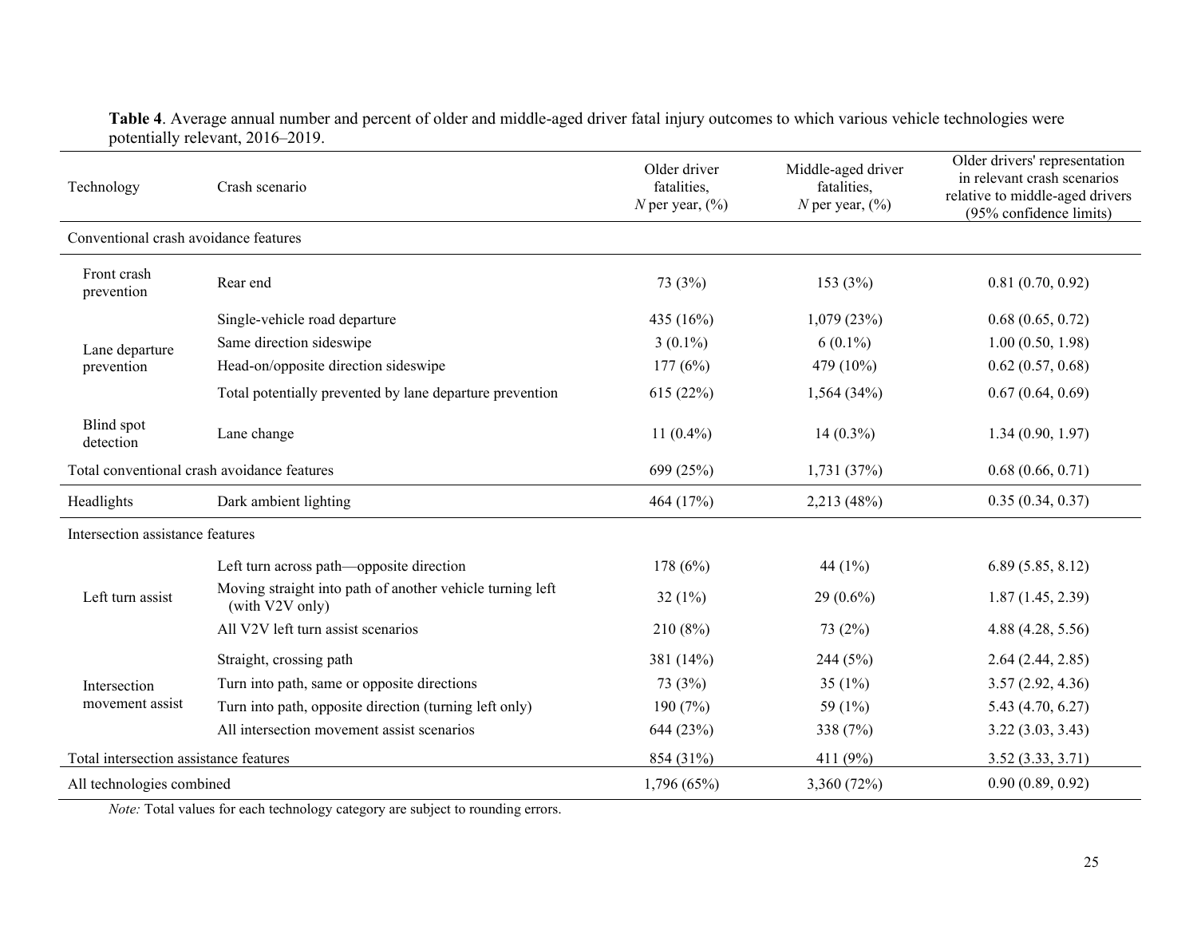**Table 4**. Average annual number and percent of older and middle-aged driver fatal injury outcomes to which various vehicle technologies were potentially relevant, 2016–2019.

| Technology | Crash scenario | Older driver fatalities, *N* per year, (%) | Middle-aged driver fatalities, *N* per year, (%) | Older drivers' representation in relevant crash scenarios relative to middle-aged drivers (95% confidence limits) |
|---|---|---|---|---|
| Conventional crash avoidance features | | | | |
| Front crash prevention | Rear end | 73 (3%) | 153 (3%) | 0.81 (0.70, 0.92) |
| Lane departure prevention | Single-vehicle road departure | 435 (16%) | 1,079 (23%) | 0.68 (0.65, 0.72) |
| | Same direction sideswipe | 3 (0.1%) | 6 (0.1%) | 1.00 (0.50, 1.98) |
| | Head-on/opposite direction sideswipe | 177 (6%) | 479 (10%) | 0.62 (0.57, 0.68) |
| | Total potentially prevented by lane departure prevention | 615 (22%) | 1,564 (34%) | 0.67 (0.64, 0.69) |
| Blind spot detection | Lane change | 11 (0.4%) | 14 (0.3%) | 1.34 (0.90, 1.97) |
| Total conventional crash avoidance features | | 699 (25%) | 1,731 (37%) | 0.68 (0.66, 0.71) |
| Headlights | Dark ambient lighting | 464 (17%) | 2,213 (48%) | 0.35 (0.34, 0.37) |
| Intersection assistance features | | | | |
| Left turn assist | Left turn across path—opposite direction | 178 (6%) | 44 (1%) | 6.89 (5.85, 8.12) |
| | Moving straight into path of another vehicle turning left (with V2V only) | 32 (1%) | 29 (0.6%) | 1.87 (1.45, 2.39) |
| | All V2V left turn assist scenarios | 210 (8%) | 73 (2%) | 4.88 (4.28, 5.56) |
| Intersection movement assist | Straight, crossing path | 381 (14%) | 244 (5%) | 2.64 (2.44, 2.85) |
| | Turn into path, same or opposite directions | 73 (3%) | 35 (1%) | 3.57 (2.92, 4.36) |
| | Turn into path, opposite direction (turning left only) | 190 (7%) | 59 (1%) | 5.43 (4.70, 6.27) |
| | All intersection movement assist scenarios | 644 (23%) | 338 (7%) | 3.22 (3.03, 3.43) |
| Total intersection assistance features | | 854 (31%) | 411 (9%) | 3.52 (3.33, 3.71) |
| All technologies combined | | 1,796 (65%) | 3,360 (72%) | 0.90 (0.89, 0.92) |

*Note:* Total values for each technology category are subject to rounding errors.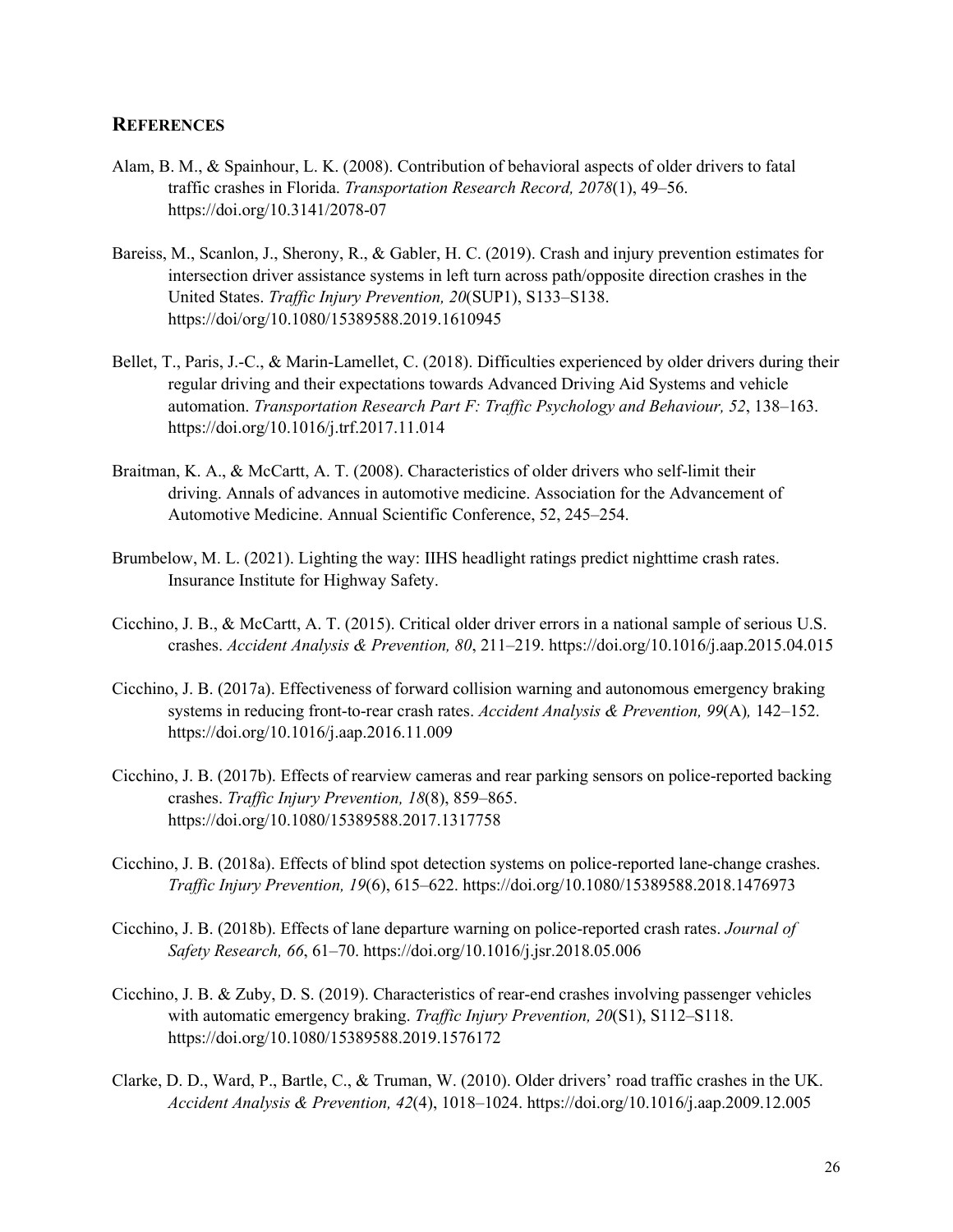## REFERENCES

Alam, B. M., & Spainhour, L. K. (2008). Contribution of behavioral aspects of older drivers to fatal traffic crashes in Florida. *Transportation Research Record, 2078*(1), 49–56. https://doi.org/10.3141/2078-07

Bareiss, M., Scanlon, J., Sherony, R., & Gabler, H. C. (2019). Crash and injury prevention estimates for intersection driver assistance systems in left turn across path/opposite direction crashes in the United States. *Traffic Injury Prevention, 20*(SUP1), S133–S138. https://doi.org/10.1080/15389588.2019.1610945

Bellet, T., Paris, J.-C., & Marin-Lamellet, C. (2018). Difficulties experienced by older drivers during their regular driving and their expectations towards Advanced Driving Aid Systems and vehicle automation. *Transportation Research Part F: Traffic Psychology and Behaviour, 52*, 138–163. https://doi.org/10.1016/j.trf.2017.11.014

Braitman, K. A., & McCartt, A. T. (2008). Characteristics of older drivers who self-limit their driving. Annals of advances in automotive medicine. Association for the Advancement of Automotive Medicine. Annual Scientific Conference, 52, 245–254.

Brumbelow, M. L. (2021). Lighting the way: IIHS headlight ratings predict nighttime crash rates. Insurance Institute for Highway Safety.

Cicchino, J. B., & McCartt, A. T. (2015). Critical older driver errors in a national sample of serious U.S. crashes. *Accident Analysis & Prevention, 80*, 211–219. https://doi.org/10.1016/j.aap.2015.04.015

Cicchino, J. B. (2017a). Effectiveness of forward collision warning and autonomous emergency braking systems in reducing front-to-rear crash rates. *Accident Analysis & Prevention, 99*(A)*,* 142–152. https://doi.org/10.1016/j.aap.2016.11.009

Cicchino, J. B. (2017b). Effects of rearview cameras and rear parking sensors on police-reported backing crashes. *Traffic Injury Prevention, 18*(8), 859–865. https://doi.org/10.1080/15389588.2017.1317758

Cicchino, J. B. (2018a). Effects of blind spot detection systems on police-reported lane-change crashes. *Traffic Injury Prevention, 19*(6), 615–622. https://doi.org/10.1080/15389588.2018.1476973

Cicchino, J. B. (2018b). Effects of lane departure warning on police-reported crash rates. *Journal of Safety Research, 66*, 61–70. https://doi.org/10.1016/j.jsr.2018.05.006

Cicchino, J. B. & Zuby, D. S. (2019). Characteristics of rear-end crashes involving passenger vehicles with automatic emergency braking. *Traffic Injury Prevention, 20*(S1), S112–S118. https://doi.org/10.1080/15389588.2019.1576172

Clarke, D. D., Ward, P., Bartle, C., & Truman, W. (2010). Older drivers' road traffic crashes in the UK. *Accident Analysis & Prevention, 42*(4), 1018–1024. https://doi.org/10.1016/j.aap.2009.12.005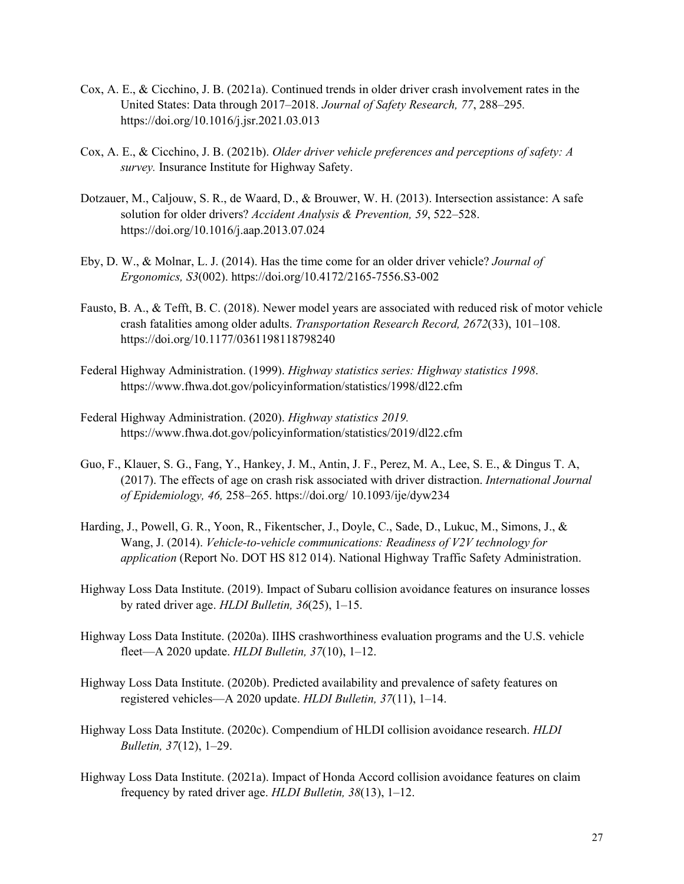Cox, A. E., & Cicchino, J. B. (2021a). Continued trends in older driver crash involvement rates in the United States: Data through 2017–2018. *Journal of Safety Research, 77*, 288–295. https://doi.org/10.1016/j.jsr.2021.03.013

Cox, A. E., & Cicchino, J. B. (2021b). *Older driver vehicle preferences and perceptions of safety: A survey.* Insurance Institute for Highway Safety.

Dotzauer, M., Caljouw, S. R., de Waard, D., & Brouwer, W. H. (2013). Intersection assistance: A safe solution for older drivers? *Accident Analysis & Prevention, 59*, 522–528. https://doi.org/10.1016/j.aap.2013.07.024

Eby, D. W., & Molnar, L. J. (2014). Has the time come for an older driver vehicle? *Journal of Ergonomics, S3*(002). https://doi.org/10.4172/2165-7556.S3-002

Fausto, B. A., & Tefft, B. C. (2018). Newer model years are associated with reduced risk of motor vehicle crash fatalities among older adults. *Transportation Research Record, 2672*(33), 101–108. https://doi.org/10.1177/0361198118798240

Federal Highway Administration. (1999). *Highway statistics series: Highway statistics 1998*. https://www.fhwa.dot.gov/policyinformation/statistics/1998/dl22.cfm

Federal Highway Administration. (2020). *Highway statistics 2019.* https://www.fhwa.dot.gov/policyinformation/statistics/2019/dl22.cfm

Guo, F., Klauer, S. G., Fang, Y., Hankey, J. M., Antin, J. F., Perez, M. A., Lee, S. E., & Dingus T. A, (2017). The effects of age on crash risk associated with driver distraction. *International Journal of Epidemiology, 46,* 258–265. https://doi.org/ 10.1093/ije/dyw234

Harding, J., Powell, G. R., Yoon, R., Fikentscher, J., Doyle, C., Sade, D., Lukuc, M., Simons, J., & Wang, J. (2014). *Vehicle-to-vehicle communications: Readiness of V2V technology for application* (Report No. DOT HS 812 014). National Highway Traffic Safety Administration.

Highway Loss Data Institute. (2019). Impact of Subaru collision avoidance features on insurance losses by rated driver age. *HLDI Bulletin, 36*(25), 1–15.

Highway Loss Data Institute. (2020a). IIHS crashworthiness evaluation programs and the U.S. vehicle fleet—A 2020 update. *HLDI Bulletin, 37*(10), 1–12.

Highway Loss Data Institute. (2020b). Predicted availability and prevalence of safety features on registered vehicles—A 2020 update. *HLDI Bulletin, 37*(11), 1–14.

Highway Loss Data Institute. (2020c). Compendium of HLDI collision avoidance research. *HLDI Bulletin, 37*(12), 1–29.

Highway Loss Data Institute. (2021a). Impact of Honda Accord collision avoidance features on claim frequency by rated driver age. *HLDI Bulletin, 38*(13), 1–12.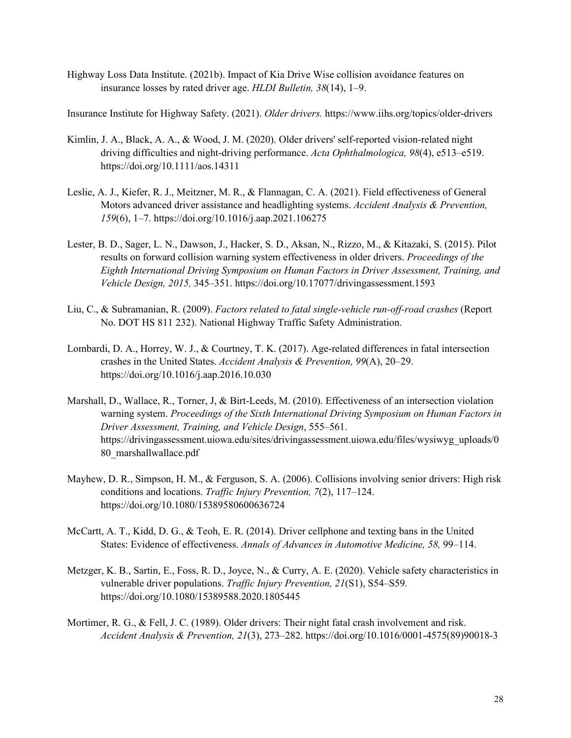Highway Loss Data Institute. (2021b). Impact of Kia Drive Wise collision avoidance features on insurance losses by rated driver age. *HLDI Bulletin, 38*(14), 1–9.

Insurance Institute for Highway Safety. (2021). *Older drivers.* https://www.iihs.org/topics/older-drivers

Kimlin, J. A., Black, A. A., & Wood, J. M. (2020). Older drivers' self-reported vision-related night driving difficulties and night-driving performance. *Acta Ophthalmologica, 98*(4), e513–e519. https://doi.org/10.1111/aos.14311

Leslie, A. J., Kiefer, R. J., Meitzner, M. R., & Flannagan, C. A. (2021). Field effectiveness of General Motors advanced driver assistance and headlighting systems. *Accident Analysis & Prevention, 159*(6), 1–7. https://doi.org/10.1016/j.aap.2021.106275

Lester, B. D., Sager, L. N., Dawson, J., Hacker, S. D., Aksan, N., Rizzo, M., & Kitazaki, S. (2015). Pilot results on forward collision warning system effectiveness in older drivers. *Proceedings of the Eighth International Driving Symposium on Human Factors in Driver Assessment, Training, and Vehicle Design, 2015,* 345–351. https://doi.org/10.17077/drivingassessment.1593

Liu, C., & Subramanian, R. (2009). *Factors related to fatal single-vehicle run-off-road crashes* (Report No. DOT HS 811 232). National Highway Traffic Safety Administration.

Lombardi, D. A., Horrey, W. J., & Courtney, T. K. (2017). Age-related differences in fatal intersection crashes in the United States. *Accident Analysis & Prevention, 99*(A), 20–29. https://doi.org/10.1016/j.aap.2016.10.030

Marshall, D., Wallace, R., Torner, J, & Birt-Leeds, M. (2010). Effectiveness of an intersection violation warning system. *Proceedings of the Sixth International Driving Symposium on Human Factors in Driver Assessment, Training, and Vehicle Design*, 555–561. https://drivingassessment.uiowa.edu/sites/drivingassessment.uiowa.edu/files/wysiwyg_uploads/080_marshallwallace.pdf

Mayhew, D. R., Simpson, H. M., & Ferguson, S. A. (2006). Collisions involving senior drivers: High risk conditions and locations. *Traffic Injury Prevention, 7*(2), 117–124. https://doi.org/10.1080/15389580600636724

McCartt, A. T., Kidd, D. G., & Teoh, E. R. (2014). Driver cellphone and texting bans in the United States: Evidence of effectiveness. *Annals of Advances in Automotive Medicine, 58,* 99–114.

Metzger, K. B., Sartin, E., Foss, R. D., Joyce, N., & Curry, A. E. (2020). Vehicle safety characteristics in vulnerable driver populations. *Traffic Injury Prevention, 21*(S1), S54–S59*.* https://doi.org/10.1080/15389588.2020.1805445

Mortimer, R. G., & Fell, J. C. (1989). Older drivers: Their night fatal crash involvement and risk. *Accident Analysis & Prevention, 21*(3), 273–282. https://doi.org/10.1016/0001-4575(89)90018-3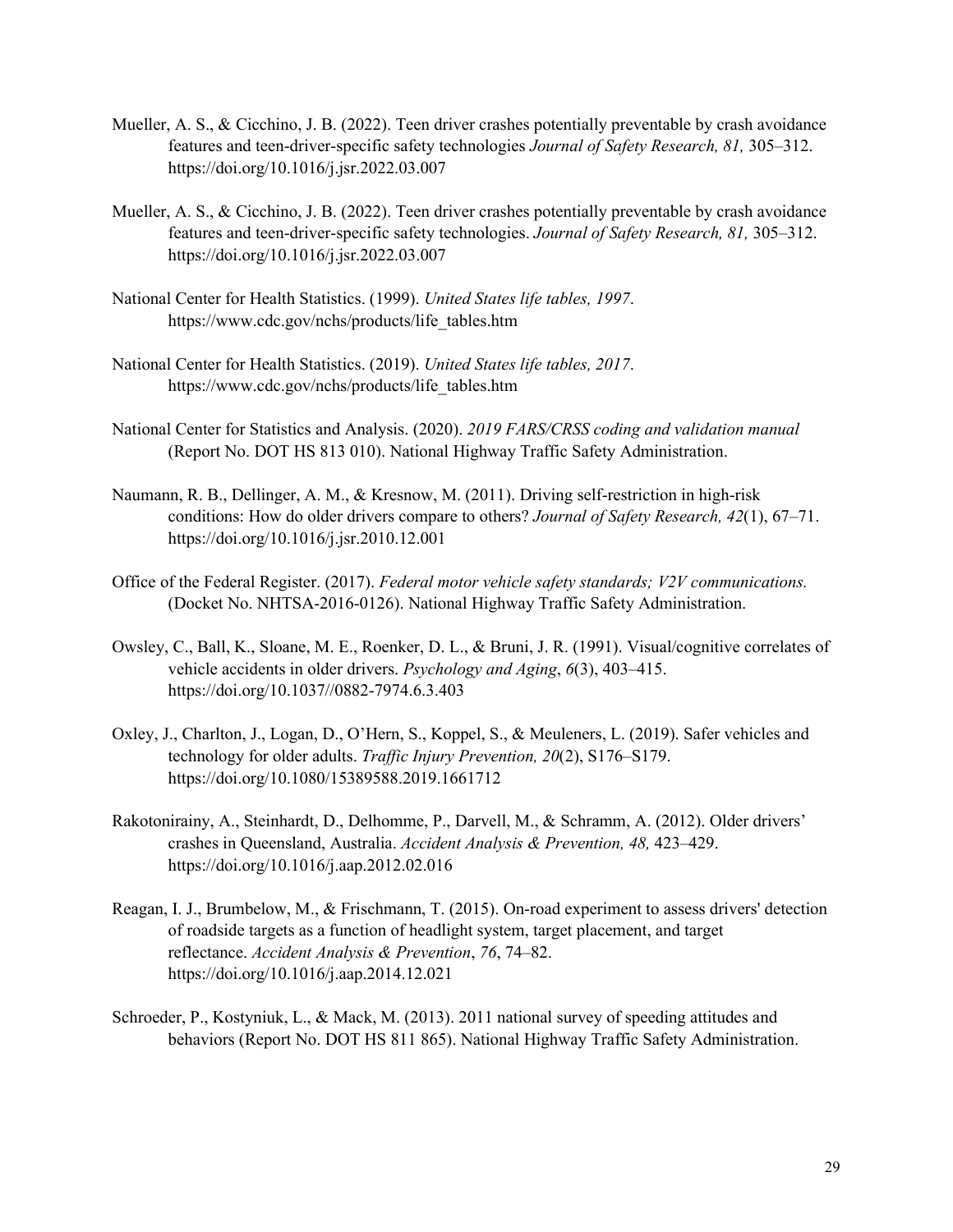Mueller, A. S., & Cicchino, J. B. (2022). Teen driver crashes potentially preventable by crash avoidance features and teen-driver-specific safety technologies *Journal of Safety Research, 81,* 305–312. https://doi.org/10.1016/j.jsr.2022.03.007

Mueller, A. S., & Cicchino, J. B. (2022). Teen driver crashes potentially preventable by crash avoidance features and teen-driver-specific safety technologies. *Journal of Safety Research, 81,* 305–312. https://doi.org/10.1016/j.jsr.2022.03.007

National Center for Health Statistics. (1999). *United States life tables, 1997*. https://www.cdc.gov/nchs/products/life_tables.htm

National Center for Health Statistics. (2019). *United States life tables, 2017*. https://www.cdc.gov/nchs/products/life_tables.htm

National Center for Statistics and Analysis. (2020). *2019 FARS/CRSS coding and validation manual* (Report No. DOT HS 813 010). National Highway Traffic Safety Administration.

Naumann, R. B., Dellinger, A. M., & Kresnow, M. (2011). Driving self-restriction in high-risk conditions: How do older drivers compare to others? *Journal of Safety Research, 42*(1), 67–71. https://doi.org/10.1016/j.jsr.2010.12.001

Office of the Federal Register. (2017). *Federal motor vehicle safety standards; V2V communications.* (Docket No. NHTSA-2016-0126). National Highway Traffic Safety Administration.

Owsley, C., Ball, K., Sloane, M. E., Roenker, D. L., & Bruni, J. R. (1991). Visual/cognitive correlates of vehicle accidents in older drivers. *Psychology and Aging*, *6*(3), 403–415. https://doi.org/10.1037//0882-7974.6.3.403

Oxley, J., Charlton, J., Logan, D., O'Hern, S., Koppel, S., & Meuleners, L. (2019). Safer vehicles and technology for older adults. *Traffic Injury Prevention, 20*(2), S176–S179. https://doi.org/10.1080/15389588.2019.1661712

Rakotonirainy, A., Steinhardt, D., Delhomme, P., Darvell, M., & Schramm, A. (2012). Older drivers' crashes in Queensland, Australia. *Accident Analysis & Prevention, 48,* 423–429. https://doi.org/10.1016/j.aap.2012.02.016

Reagan, I. J., Brumbelow, M., & Frischmann, T. (2015). On-road experiment to assess drivers' detection of roadside targets as a function of headlight system, target placement, and target reflectance. *Accident Analysis & Prevention*, *76*, 74–82. https://doi.org/10.1016/j.aap.2014.12.021

Schroeder, P., Kostyniuk, L., & Mack, M. (2013). 2011 national survey of speeding attitudes and behaviors (Report No. DOT HS 811 865). National Highway Traffic Safety Administration.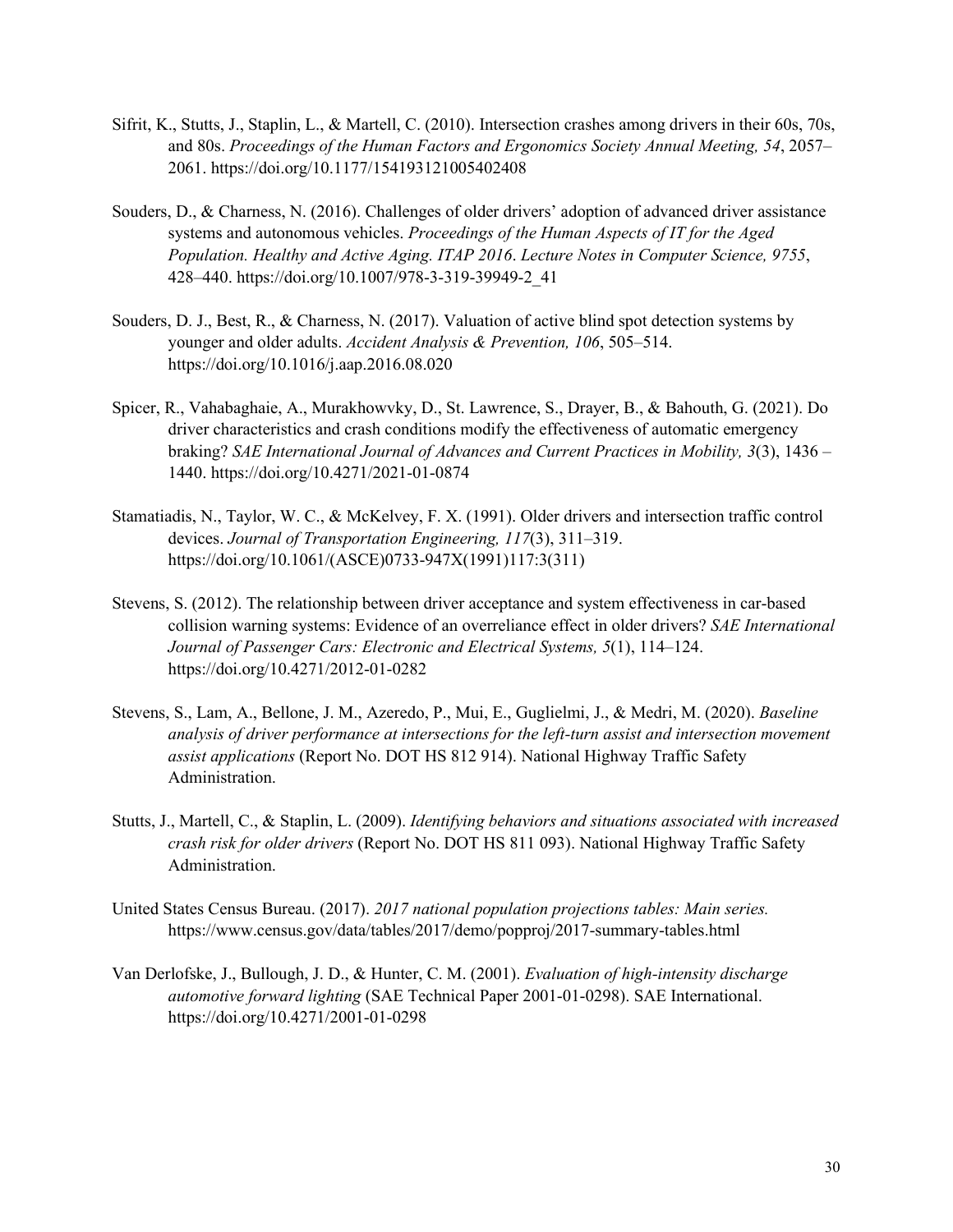Sifrit, K., Stutts, J., Staplin, L., & Martell, C. (2010). Intersection crashes among drivers in their 60s, 70s, and 80s. *Proceedings of the Human Factors and Ergonomics Society Annual Meeting, 54*, 2057–2061. https://doi.org/10.1177/154193121005402408

Souders, D., & Charness, N. (2016). Challenges of older drivers' adoption of advanced driver assistance systems and autonomous vehicles. *Proceedings of the Human Aspects of IT for the Aged Population. Healthy and Active Aging. ITAP 2016*. *Lecture Notes in Computer Science, 9755*, 428–440. https://doi.org/10.1007/978-3-319-39949-2_41

Souders, D. J., Best, R., & Charness, N. (2017). Valuation of active blind spot detection systems by younger and older adults. *Accident Analysis & Prevention, 106*, 505–514. https://doi.org/10.1016/j.aap.2016.08.020

Spicer, R., Vahabaghaie, A., Murakhowvky, D., St. Lawrence, S., Drayer, B., & Bahouth, G. (2021). Do driver characteristics and crash conditions modify the effectiveness of automatic emergency braking? *SAE International Journal of Advances and Current Practices in Mobility, 3*(3), 1436 – 1440. https://doi.org/10.4271/2021-01-0874

Stamatiadis, N., Taylor, W. C., & McKelvey, F. X. (1991). Older drivers and intersection traffic control devices. *Journal of Transportation Engineering, 117*(3), 311–319. https://doi.org/10.1061/(ASCE)0733-947X(1991)117:3(311)

Stevens, S. (2012). The relationship between driver acceptance and system effectiveness in car-based collision warning systems: Evidence of an overreliance effect in older drivers? *SAE International Journal of Passenger Cars: Electronic and Electrical Systems, 5*(1), 114–124. https://doi.org/10.4271/2012-01-0282

Stevens, S., Lam, A., Bellone, J. M., Azeredo, P., Mui, E., Guglielmi, J., & Medri, M. (2020). *Baseline analysis of driver performance at intersections for the left-turn assist and intersection movement assist applications* (Report No. DOT HS 812 914). National Highway Traffic Safety Administration.

Stutts, J., Martell, C., & Staplin, L. (2009). *Identifying behaviors and situations associated with increased crash risk for older drivers* (Report No. DOT HS 811 093). National Highway Traffic Safety Administration.

United States Census Bureau. (2017). *2017 national population projections tables: Main series.* https://www.census.gov/data/tables/2017/demo/popproj/2017-summary-tables.html

Van Derlofske, J., Bullough, J. D., & Hunter, C. M. (2001). *Evaluation of high-intensity discharge automotive forward lighting* (SAE Technical Paper 2001-01-0298). SAE International. https://doi.org/10.4271/2001-01-0298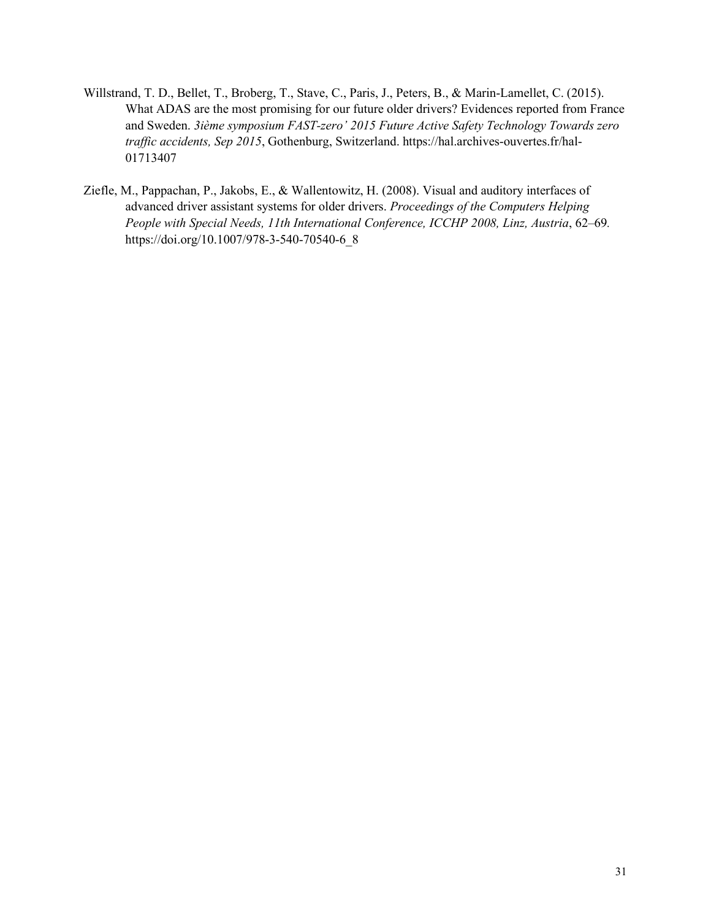Willstrand, T. D., Bellet, T., Broberg, T., Stave, C., Paris, J., Peters, B., & Marin-Lamellet, C. (2015). What ADAS are the most promising for our future older drivers? Evidences reported from France and Sweden. *3ième symposium FAST-zero' 2015 Future Active Safety Technology Towards zero traffic accidents, Sep 2015*, Gothenburg, Switzerland. https://hal.archives-ouvertes.fr/hal-01713407

Ziefle, M., Pappachan, P., Jakobs, E., & Wallentowitz, H. (2008). Visual and auditory interfaces of advanced driver assistant systems for older drivers. *Proceedings of the Computers Helping People with Special Needs, 11th International Conference, ICCHP 2008, Linz, Austria*, 62–69. https://doi.org/10.1007/978-3-540-70540-6_8